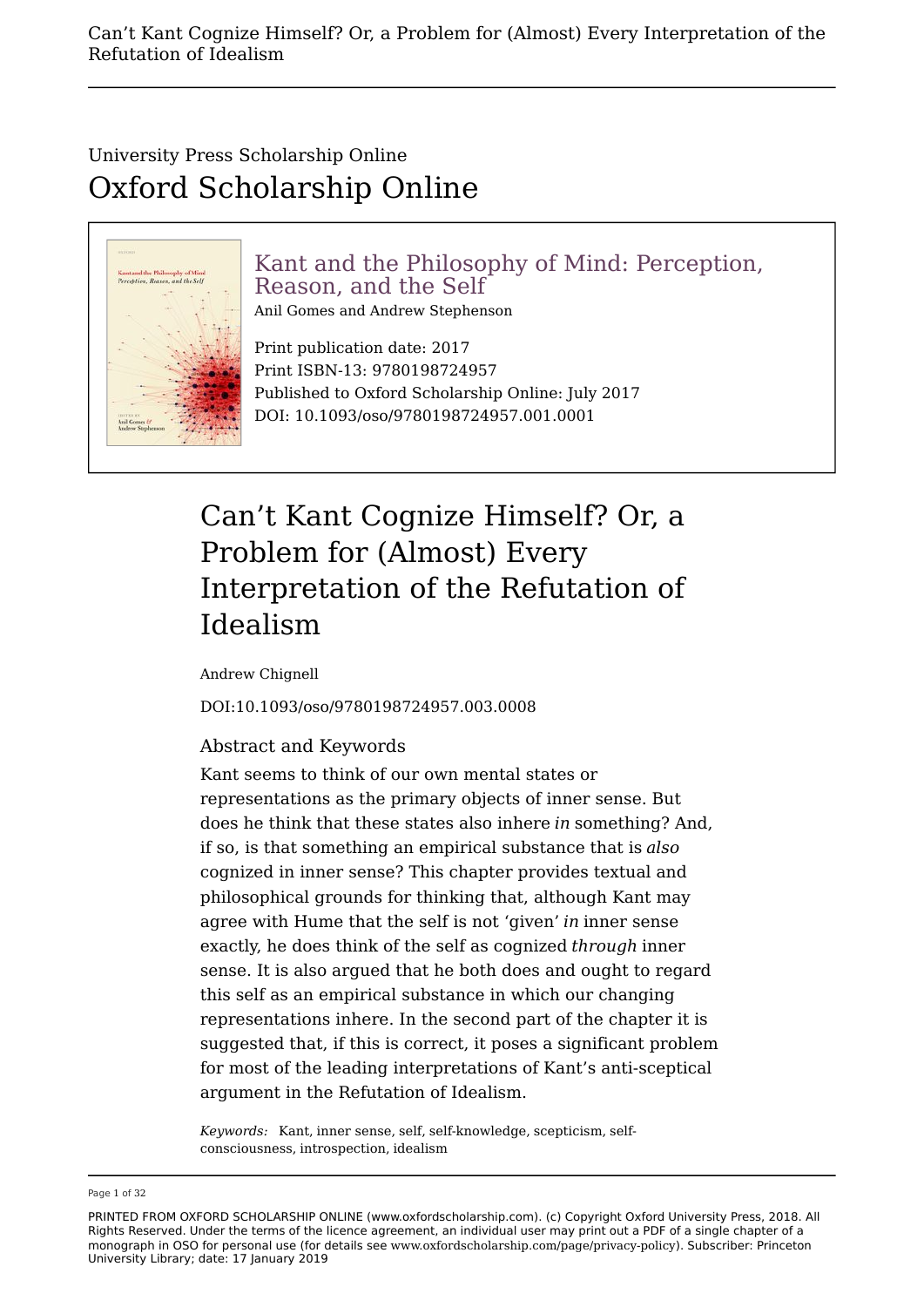University Press Scholarship Online

# Oxford Scholarship Online

## Kant and the Philosophy of Mind: Perception, Reason, and the Self

Anil Gomes and Andrew Stephenson

Print publication date: 2017
Print ISBN-13: 9780198724957
Published to Oxford Scholarship Online: July 2017
DOI: 10.1093/oso/9780198724957.001.0001

# Can't Kant Cognize Himself? Or, a Problem for (Almost) Every Interpretation of the Refutation of Idealism

Andrew Chignell

DOI:10.1093/oso/9780198724957.003.0008

### Abstract and Keywords

Kant seems to think of our own mental states or representations as the primary objects of inner sense. But does he think that these states also inhere *in* something? And, if so, is that something an empirical substance that is *also* cognized in inner sense? This chapter provides textual and philosophical grounds for thinking that, although Kant may agree with Hume that the self is not 'given' *in* inner sense exactly, he does think of the self as cognized *through* inner sense. It is also argued that he both does and ought to regard this self as an empirical substance in which our changing representations inhere. In the second part of the chapter it is suggested that, if this is correct, it poses a significant problem for most of the leading interpretations of Kant's anti-sceptical argument in the Refutation of Idealism.

*Keywords:* Kant, inner sense, self, self-knowledge, scepticism, self-consciousness, introspection, idealism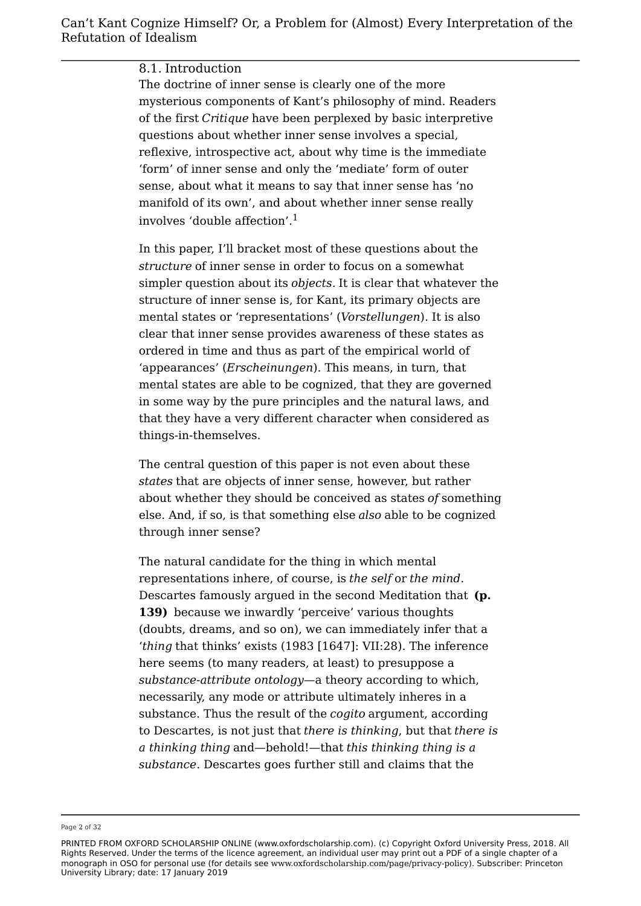## 8.1. Introduction

The doctrine of inner sense is clearly one of the more mysterious components of Kant's philosophy of mind. Readers of the first *Critique* have been perplexed by basic interpretive questions about whether inner sense involves a special, reflexive, introspective act, about why time is the immediate 'form' of inner sense and only the 'mediate' form of outer sense, about what it means to say that inner sense has 'no manifold of its own', and about whether inner sense really involves 'double affection'.[1]

In this paper, I'll bracket most of these questions about the *structure* of inner sense in order to focus on a somewhat simpler question about its *objects*. It is clear that whatever the structure of inner sense is, for Kant, its primary objects are mental states or 'representations' (*Vorstellungen*). It is also clear that inner sense provides awareness of these states as ordered in time and thus as part of the empirical world of 'appearances' (*Erscheinungen*). This means, in turn, that mental states are able to be cognized, that they are governed in some way by the pure principles and the natural laws, and that they have a very different character when considered as things-in-themselves.

The central question of this paper is not even about these *states* that are objects of inner sense, however, but rather about whether they should be conceived as states *of* something else. And, if so, is that something else *also* able to be cognized through inner sense?

The natural candidate for the thing in which mental representations inhere, of course, is *the self* or *the mind*. Descartes famously argued in the second Meditation that **(p. 139)** because we inwardly 'perceive' various thoughts (doubts, dreams, and so on), we can immediately infer that a '*thing* that thinks' exists (1983 [1647]: VII:28). The inference here seems (to many readers, at least) to presuppose a *substance-attribute ontology*—a theory according to which, necessarily, any mode or attribute ultimately inheres in a substance. Thus the result of the *cogito* argument, according to Descartes, is not just that *there is thinking*, but that *there is a thinking thing* and—behold!—that *this thinking thing is a substance*. Descartes goes further still and claims that the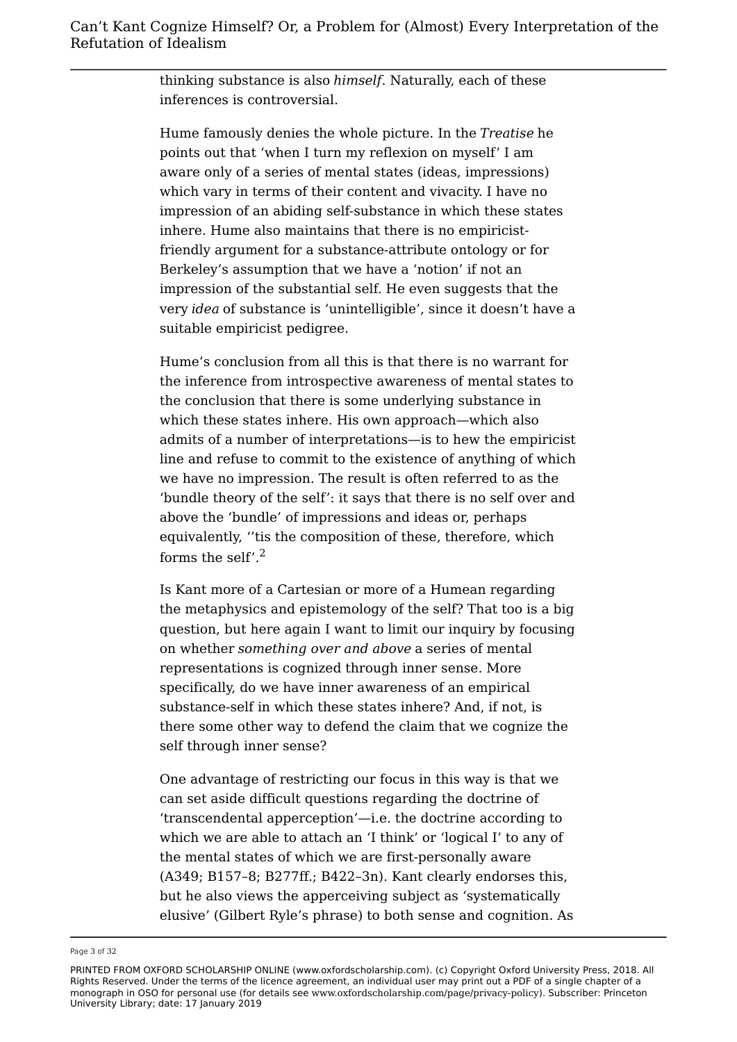thinking substance is also *himself*. Naturally, each of these inferences is controversial.

Hume famously denies the whole picture. In the *Treatise* he points out that 'when I turn my reflexion on myself' I am aware only of a series of mental states (ideas, impressions) which vary in terms of their content and vivacity. I have no impression of an abiding self-substance in which these states inhere. Hume also maintains that there is no empiricist-friendly argument for a substance-attribute ontology or for Berkeley's assumption that we have a 'notion' if not an impression of the substantial self. He even suggests that the very *idea* of substance is 'unintelligible', since it doesn't have a suitable empiricist pedigree.

Hume's conclusion from all this is that there is no warrant for the inference from introspective awareness of mental states to the conclusion that there is some underlying substance in which these states inhere. His own approach—which also admits of a number of interpretations—is to hew the empiricist line and refuse to commit to the existence of anything of which we have no impression. The result is often referred to as the 'bundle theory of the self': it says that there is no self over and above the 'bundle' of impressions and ideas or, perhaps equivalently, ''tis the composition of these, therefore, which forms the self'.[2]

Is Kant more of a Cartesian or more of a Humean regarding the metaphysics and epistemology of the self? That too is a big question, but here again I want to limit our inquiry by focusing on whether *something over and above* a series of mental representations is cognized through inner sense. More specifically, do we have inner awareness of an empirical substance-self in which these states inhere? And, if not, is there some other way to defend the claim that we cognize the self through inner sense?

One advantage of restricting our focus in this way is that we can set aside difficult questions regarding the doctrine of 'transcendental apperception'—i.e. the doctrine according to which we are able to attach an 'I think' or 'logical I' to any of the mental states of which we are first-personally aware (A349; B157–8; B277ff.; B422–3n). Kant clearly endorses this, but he also views the apperceiving subject as 'systematically elusive' (Gilbert Ryle's phrase) to both sense and cognition. As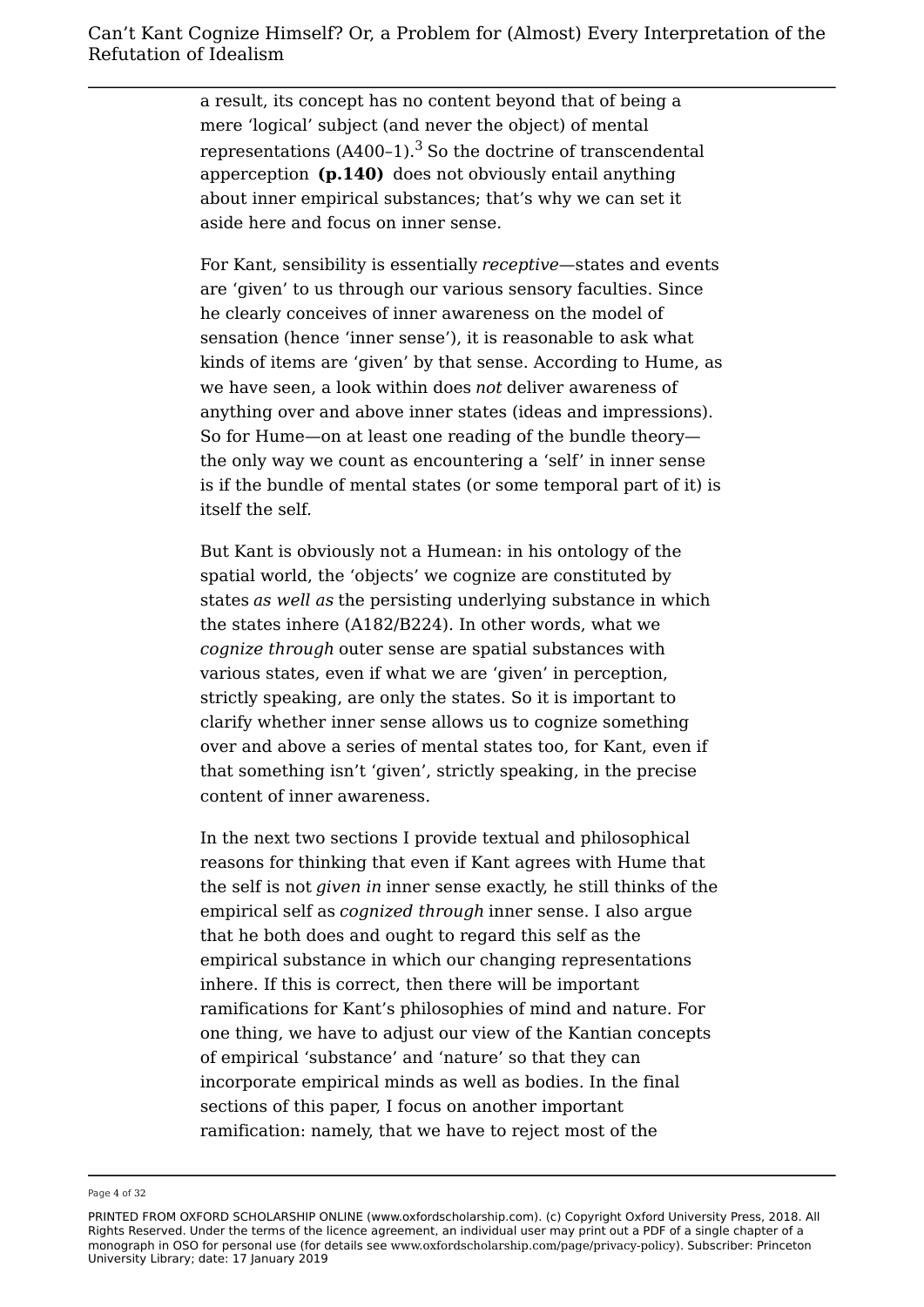a result, its concept has no content beyond that of being a mere 'logical' subject (and never the object) of mental representations (A400–1).[3] So the doctrine of transcendental apperception **(p.140)** does not obviously entail anything about inner empirical substances; that's why we can set it aside here and focus on inner sense.

For Kant, sensibility is essentially *receptive*—states and events are 'given' to us through our various sensory faculties. Since he clearly conceives of inner awareness on the model of sensation (hence 'inner sense'), it is reasonable to ask what kinds of items are 'given' by that sense. According to Hume, as we have seen, a look within does *not* deliver awareness of anything over and above inner states (ideas and impressions). So for Hume—on at least one reading of the bundle theory—the only way we count as encountering a 'self' in inner sense is if the bundle of mental states (or some temporal part of it) is itself the self.

But Kant is obviously not a Humean: in his ontology of the spatial world, the 'objects' we cognize are constituted by states *as well as* the persisting underlying substance in which the states inhere (A182/B224). In other words, what we *cognize through* outer sense are spatial substances with various states, even if what we are 'given' in perception, strictly speaking, are only the states. So it is important to clarify whether inner sense allows us to cognize something over and above a series of mental states too, for Kant, even if that something isn't 'given', strictly speaking, in the precise content of inner awareness.

In the next two sections I provide textual and philosophical reasons for thinking that even if Kant agrees with Hume that the self is not *given in* inner sense exactly, he still thinks of the empirical self as *cognized through* inner sense. I also argue that he both does and ought to regard this self as the empirical substance in which our changing representations inhere. If this is correct, then there will be important ramifications for Kant's philosophies of mind and nature. For one thing, we have to adjust our view of the Kantian concepts of empirical 'substance' and 'nature' so that they can incorporate empirical minds as well as bodies. In the final sections of this paper, I focus on another important ramification: namely, that we have to reject most of the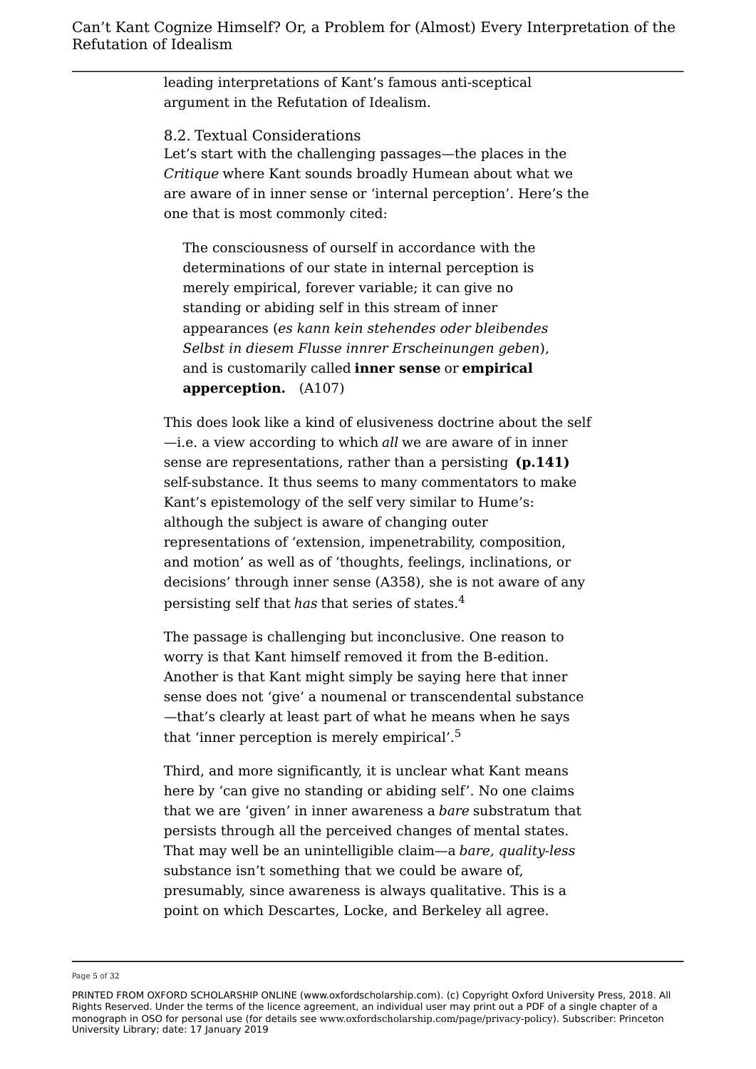leading interpretations of Kant's famous anti-sceptical argument in the Refutation of Idealism.

## 8.2. Textual Considerations

Let's start with the challenging passages—the places in the *Critique* where Kant sounds broadly Humean about what we are aware of in inner sense or 'internal perception'. Here's the one that is most commonly cited:

> The consciousness of ourself in accordance with the determinations of our state in internal perception is merely empirical, forever variable; it can give no standing or abiding self in this stream of inner appearances (*es kann kein stehendes oder bleibendes Selbst in diesem Flusse innrer Erscheinungen geben*), and is customarily called **inner sense** or **empirical apperception.** (A107)

This does look like a kind of elusiveness doctrine about the self—i.e. a view according to which *all* we are aware of in inner sense are representations, rather than a persisting **(p.141)** self-substance. It thus seems to many commentators to make Kant's epistemology of the self very similar to Hume's: although the subject is aware of changing outer representations of 'extension, impenetrability, composition, and motion' as well as of 'thoughts, feelings, inclinations, or decisions' through inner sense (A358), she is not aware of any persisting self that *has* that series of states.[4]

The passage is challenging but inconclusive. One reason to worry is that Kant himself removed it from the B-edition. Another is that Kant might simply be saying here that inner sense does not 'give' a noumenal or transcendental substance—that's clearly at least part of what he means when he says that 'inner perception is merely empirical'.[5]

Third, and more significantly, it is unclear what Kant means here by 'can give no standing or abiding self'. No one claims that we are 'given' in inner awareness a *bare* substratum that persists through all the perceived changes of mental states. That may well be an unintelligible claim—a *bare, quality-less* substance isn't something that we could be aware of, presumably, since awareness is always qualitative. This is a point on which Descartes, Locke, and Berkeley all agree.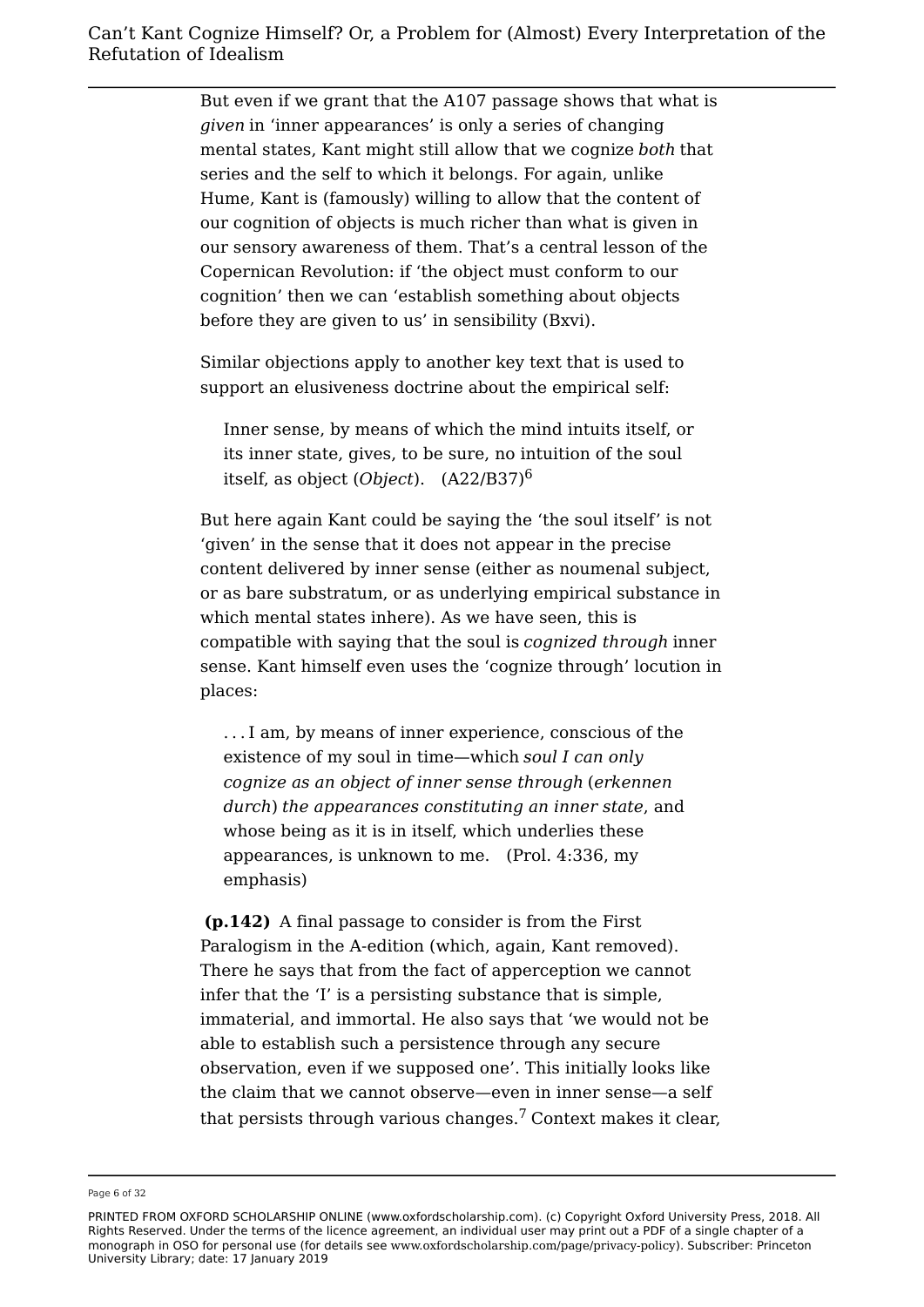But even if we grant that the A107 passage shows that what is *given* in 'inner appearances' is only a series of changing mental states, Kant might still allow that we cognize *both* that series and the self to which it belongs. For again, unlike Hume, Kant is (famously) willing to allow that the content of our cognition of objects is much richer than what is given in our sensory awareness of them. That's a central lesson of the Copernican Revolution: if 'the object must conform to our cognition' then we can 'establish something about objects before they are given to us' in sensibility (Bxvi).

Similar objections apply to another key text that is used to support an elusiveness doctrine about the empirical self:

> Inner sense, by means of which the mind intuits itself, or its inner state, gives, to be sure, no intuition of the soul itself, as object (*Object*). (A22/B37)[6]

But here again Kant could be saying the 'the soul itself' is not 'given' in the sense that it does not appear in the precise content delivered by inner sense (either as noumenal subject, or as bare substratum, or as underlying empirical substance in which mental states inhere). As we have seen, this is compatible with saying that the soul is *cognized through* inner sense. Kant himself even uses the 'cognize through' locution in places:

> . . . I am, by means of inner experience, conscious of the existence of my soul in time—which *soul I can only cognize as an object of inner sense through* (*erkennen durch*) *the appearances constituting an inner state*, and whose being as it is in itself, which underlies these appearances, is unknown to me. (Prol. 4:336, my emphasis)

**(p.142)** A final passage to consider is from the First Paralogism in the A-edition (which, again, Kant removed). There he says that from the fact of apperception we cannot infer that the 'I' is a persisting substance that is simple, immaterial, and immortal. He also says that 'we would not be able to establish such a persistence through any secure observation, even if we supposed one'. This initially looks like the claim that we cannot observe—even in inner sense—a self that persists through various changes.[7] Context makes it clear,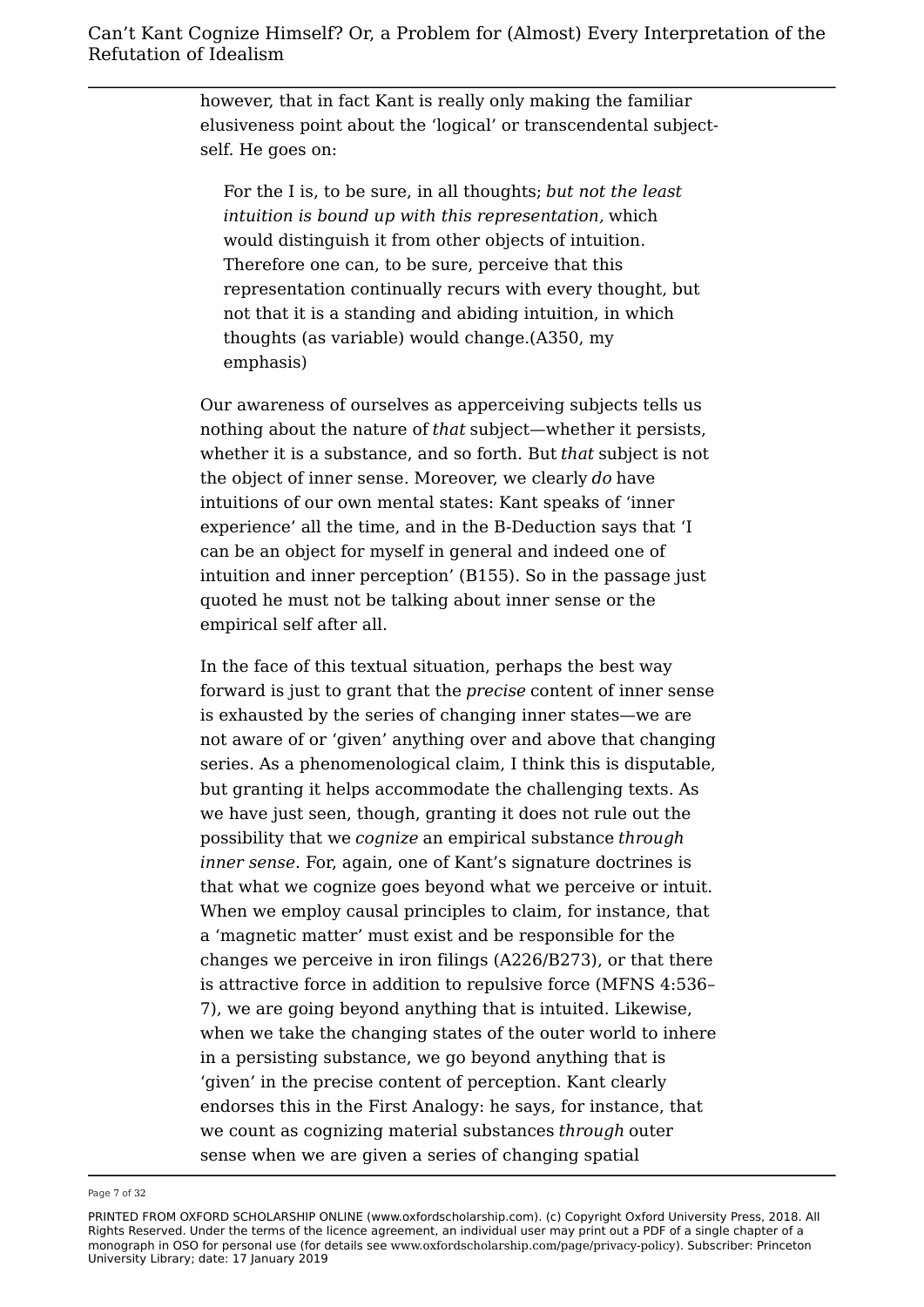however, that in fact Kant is really only making the familiar elusiveness point about the 'logical' or transcendental subject-self. He goes on:

> For the I is, to be sure, in all thoughts; *but not the least intuition is bound up with this representation,* which would distinguish it from other objects of intuition. Therefore one can, to be sure, perceive that this representation continually recurs with every thought, but not that it is a standing and abiding intuition, in which thoughts (as variable) would change.(A350, my emphasis)

Our awareness of ourselves as apperceiving subjects tells us nothing about the nature of *that* subject—whether it persists, whether it is a substance, and so forth. But *that* subject is not the object of inner sense. Moreover, we clearly *do* have intuitions of our own mental states: Kant speaks of 'inner experience' all the time, and in the B-Deduction says that 'I can be an object for myself in general and indeed one of intuition and inner perception' (B155). So in the passage just quoted he must not be talking about inner sense or the empirical self after all.

In the face of this textual situation, perhaps the best way forward is just to grant that the *precise* content of inner sense is exhausted by the series of changing inner states—we are not aware of or 'given' anything over and above that changing series. As a phenomenological claim, I think this is disputable, but granting it helps accommodate the challenging texts. As we have just seen, though, granting it does not rule out the possibility that we *cognize* an empirical substance *through inner sense*. For, again, one of Kant's signature doctrines is that what we cognize goes beyond what we perceive or intuit. When we employ causal principles to claim, for instance, that a 'magnetic matter' must exist and be responsible for the changes we perceive in iron filings (A226/B273), or that there is attractive force in addition to repulsive force (MFNS 4:536–7), we are going beyond anything that is intuited. Likewise, when we take the changing states of the outer world to inhere in a persisting substance, we go beyond anything that is 'given' in the precise content of perception. Kant clearly endorses this in the First Analogy: he says, for instance, that we count as cognizing material substances *through* outer sense when we are given a series of changing spatial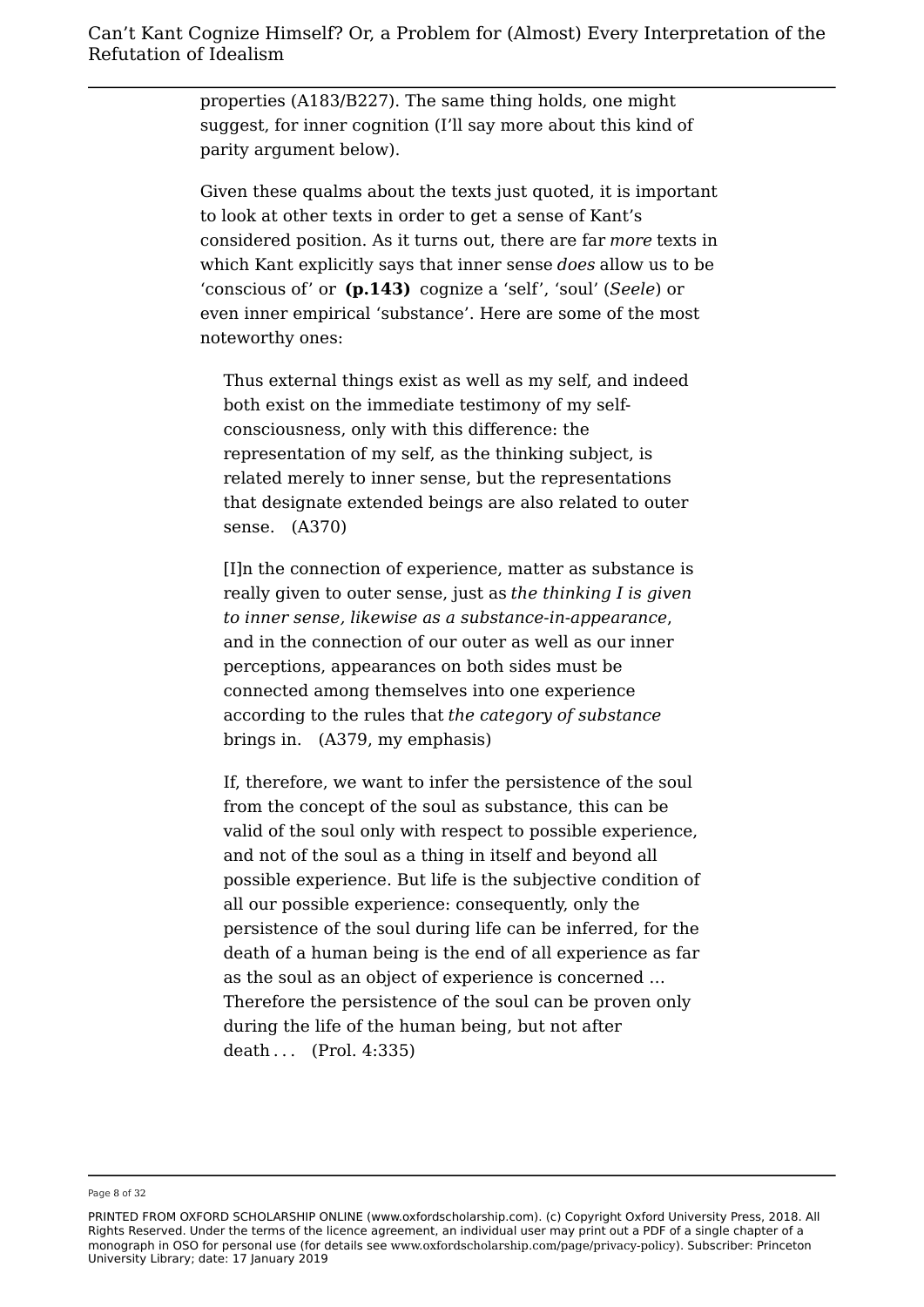properties (A183/B227). The same thing holds, one might suggest, for inner cognition (I'll say more about this kind of parity argument below).

Given these qualms about the texts just quoted, it is important to look at other texts in order to get a sense of Kant's considered position. As it turns out, there are far *more* texts in which Kant explicitly says that inner sense *does* allow us to be 'conscious of' or **(p.143)** cognize a 'self', 'soul' (*Seele*) or even inner empirical 'substance'. Here are some of the most noteworthy ones:

> Thus external things exist as well as my self, and indeed both exist on the immediate testimony of my self-consciousness, only with this difference: the representation of my self, as the thinking subject, is related merely to inner sense, but the representations that designate extended beings are also related to outer sense. (A370)

> [I]n the connection of experience, matter as substance is really given to outer sense, just as *the thinking I is given to inner sense, likewise as a substance-in-appearance*, and in the connection of our outer as well as our inner perceptions, appearances on both sides must be connected among themselves into one experience according to the rules that *the category of substance* brings in. (A379, my emphasis)

> If, therefore, we want to infer the persistence of the soul from the concept of the soul as substance, this can be valid of the soul only with respect to possible experience, and not of the soul as a thing in itself and beyond all possible experience. But life is the subjective condition of all our possible experience: consequently, only the persistence of the soul during life can be inferred, for the death of a human being is the end of all experience as far as the soul as an object of experience is concerned … Therefore the persistence of the soul can be proven only during the life of the human being, but not after death . . . (Prol. 4:335)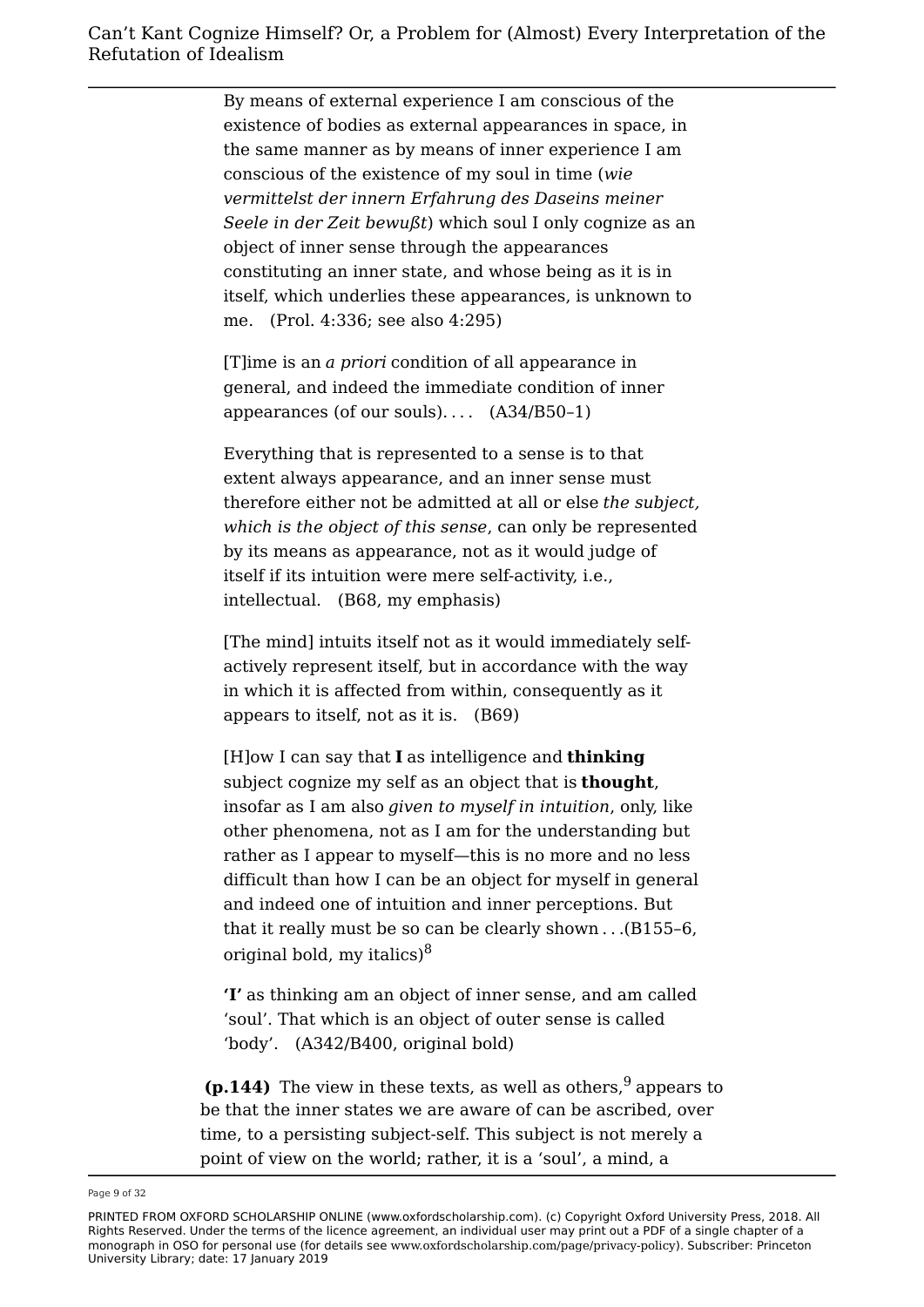> By means of external experience I am conscious of the existence of bodies as external appearances in space, in the same manner as by means of inner experience I am conscious of the existence of my soul in time (*wie vermittelst der innern Erfahrung des Daseins meiner Seele in der Zeit bewußt*) which soul I only cognize as an object of inner sense through the appearances constituting an inner state, and whose being as it is in itself, which underlies these appearances, is unknown to me. (Prol. 4:336; see also 4:295)

> [T]ime is an *a priori* condition of all appearance in general, and indeed the immediate condition of inner appearances (of our souls). . . . (A34/B50–1)

> Everything that is represented to a sense is to that extent always appearance, and an inner sense must therefore either not be admitted at all or else *the subject, which is the object of this sense*, can only be represented by its means as appearance, not as it would judge of itself if its intuition were mere self-activity, i.e., intellectual. (B68, my emphasis)

> [The mind] intuits itself not as it would immediately self-actively represent itself, but in accordance with the way in which it is affected from within, consequently as it appears to itself, not as it is. (B69)

> [H]ow I can say that **I** as intelligence and **thinking** subject cognize my self as an object that is **thought**, insofar as I am also *given to myself in intuition*, only, like other phenomena, not as I am for the understanding but rather as I appear to myself—this is no more and no less difficult than how I can be an object for myself in general and indeed one of intuition and inner perceptions. But that it really must be so can be clearly shown . . .(B155–6, original bold, my italics)[8]

> **'I'** as thinking am an object of inner sense, and am called 'soul'. That which is an object of outer sense is called 'body'. (A342/B400, original bold)

**(p.144)** The view in these texts, as well as others,[9] appears to be that the inner states we are aware of can be ascribed, over time, to a persisting subject-self. This subject is not merely a point of view on the world; rather, it is a 'soul', a mind, a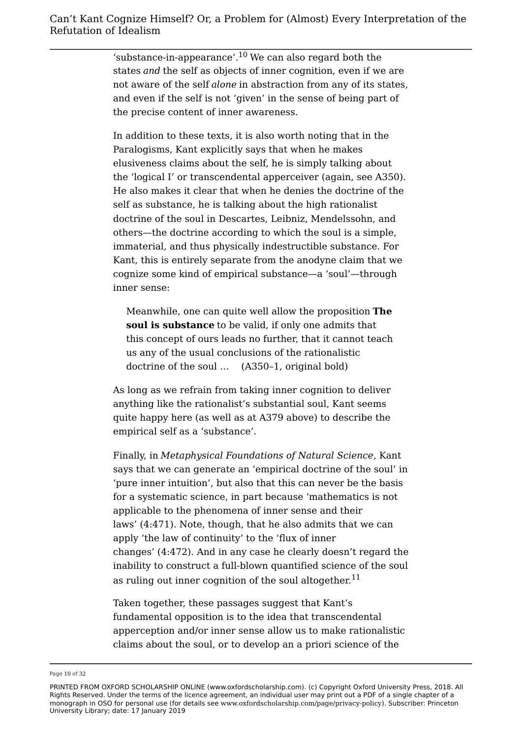'substance-in-appearance'.[10] We can also regard both the states *and* the self as objects of inner cognition, even if we are not aware of the self *alone* in abstraction from any of its states, and even if the self is not 'given' in the sense of being part of the precise content of inner awareness.

In addition to these texts, it is also worth noting that in the Paralogisms, Kant explicitly says that when he makes elusiveness claims about the self, he is simply talking about the 'logical I' or transcendental apperceiver (again, see A350). He also makes it clear that when he denies the doctrine of the self as substance, he is talking about the high rationalist doctrine of the soul in Descartes, Leibniz, Mendelssohn, and others—the doctrine according to which the soul is a simple, immaterial, and thus physically indestructible substance. For Kant, this is entirely separate from the anodyne claim that we cognize some kind of empirical substance—a 'soul'—through inner sense:

> Meanwhile, one can quite well allow the proposition **The soul is substance** to be valid, if only one admits that this concept of ours leads no further, that it cannot teach us any of the usual conclusions of the rationalistic doctrine of the soul … (A350–1, original bold)

As long as we refrain from taking inner cognition to deliver anything like the rationalist's substantial soul, Kant seems quite happy here (as well as at A379 above) to describe the empirical self as a 'substance'.

Finally, in *Metaphysical Foundations of Natural Science*, Kant says that we can generate an 'empirical doctrine of the soul' in 'pure inner intuition', but also that this can never be the basis for a systematic science, in part because 'mathematics is not applicable to the phenomena of inner sense and their laws' (4:471). Note, though, that he also admits that we can apply 'the law of continuity' to the 'flux of inner changes' (4:472). And in any case he clearly doesn't regard the inability to construct a full-blown quantified science of the soul as ruling out inner cognition of the soul altogether.[11]

Taken together, these passages suggest that Kant's fundamental opposition is to the idea that transcendental apperception and/or inner sense allow us to make rationalistic claims about the soul, or to develop an a priori science of the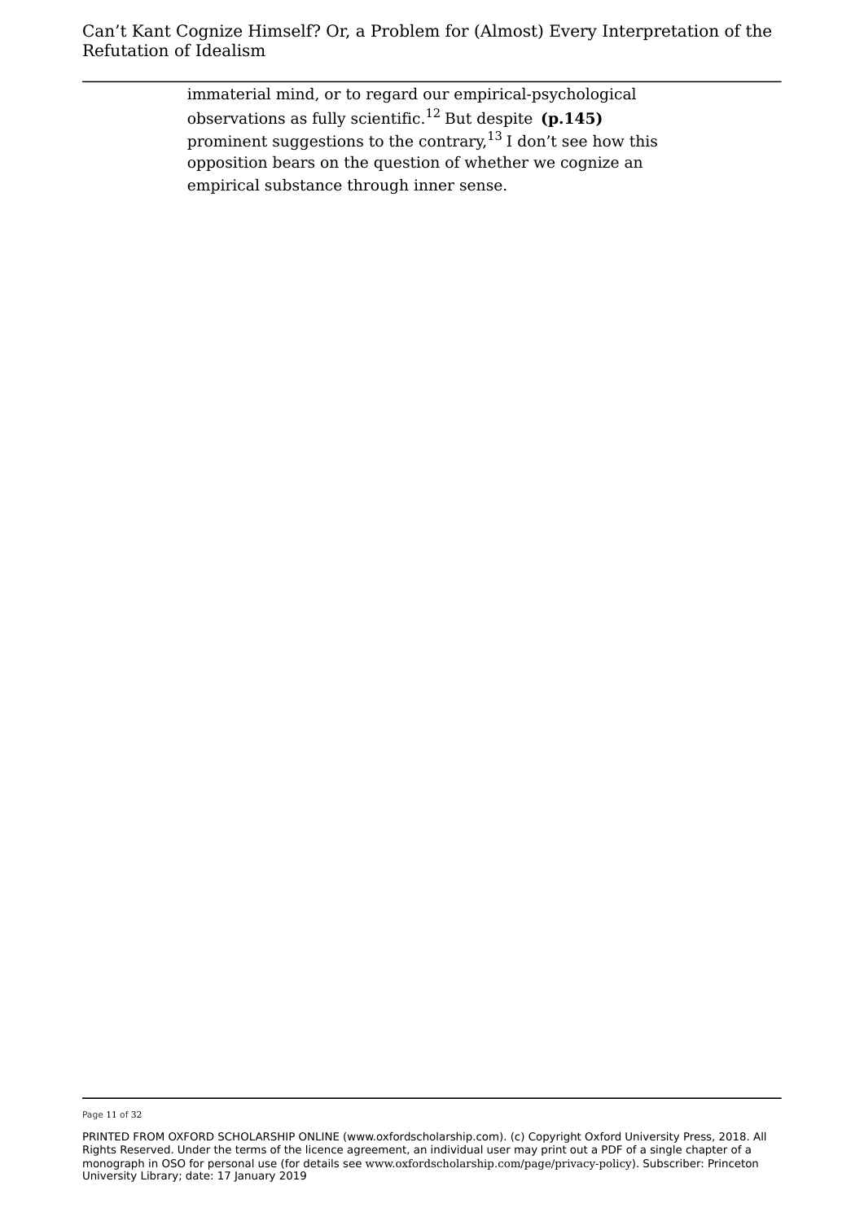immaterial mind, or to regard our empirical-psychological observations as fully scientific.[12] But despite **(p.145)** prominent suggestions to the contrary,[13] I don't see how this opposition bears on the question of whether we cognize an empirical substance through inner sense.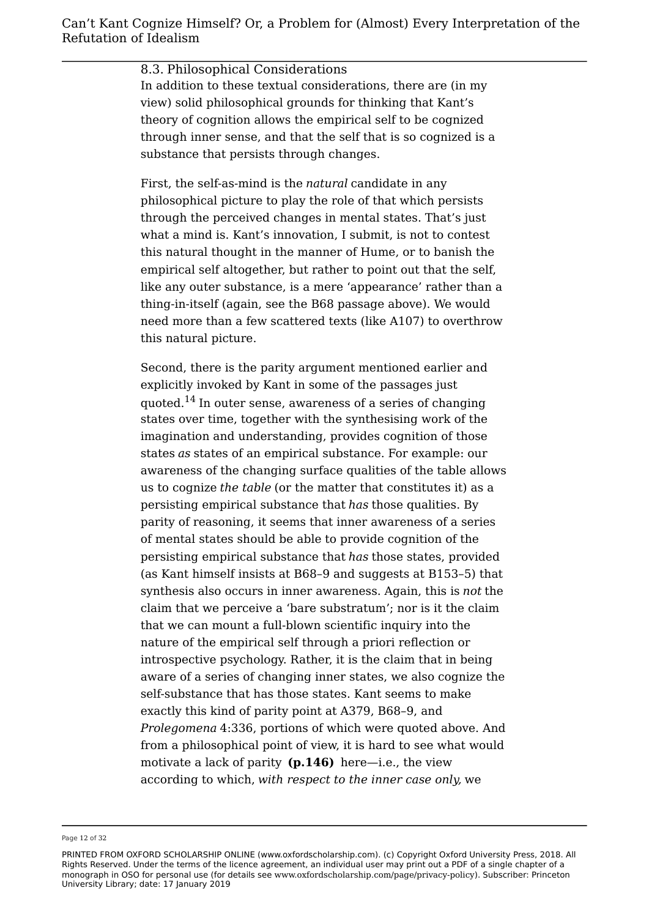### 8.3. Philosophical Considerations

In addition to these textual considerations, there are (in my view) solid philosophical grounds for thinking that Kant's theory of cognition allows the empirical self to be cognized through inner sense, and that the self that is so cognized is a substance that persists through changes.

First, the self-as-mind is the *natural* candidate in any philosophical picture to play the role of that which persists through the perceived changes in mental states. That's just what a mind is. Kant's innovation, I submit, is not to contest this natural thought in the manner of Hume, or to banish the empirical self altogether, but rather to point out that the self, like any outer substance, is a mere 'appearance' rather than a thing-in-itself (again, see the B68 passage above). We would need more than a few scattered texts (like A107) to overthrow this natural picture.

Second, there is the parity argument mentioned earlier and explicitly invoked by Kant in some of the passages just quoted.[14] In outer sense, awareness of a series of changing states over time, together with the synthesising work of the imagination and understanding, provides cognition of those states *as* states of an empirical substance. For example: our awareness of the changing surface qualities of the table allows us to cognize *the table* (or the matter that constitutes it) as a persisting empirical substance that *has* those qualities. By parity of reasoning, it seems that inner awareness of a series of mental states should be able to provide cognition of the persisting empirical substance that *has* those states, provided (as Kant himself insists at B68–9 and suggests at B153–5) that synthesis also occurs in inner awareness. Again, this is *not* the claim that we perceive a 'bare substratum'; nor is it the claim that we can mount a full-blown scientific inquiry into the nature of the empirical self through a priori reflection or introspective psychology. Rather, it is the claim that in being aware of a series of changing inner states, we also cognize the self-substance that has those states. Kant seems to make exactly this kind of parity point at A379, B68–9, and *Prolegomena* 4:336, portions of which were quoted above. And from a philosophical point of view, it is hard to see what would motivate a lack of parity **(p.146)** here—i.e., the view according to which, *with respect to the inner case only,* we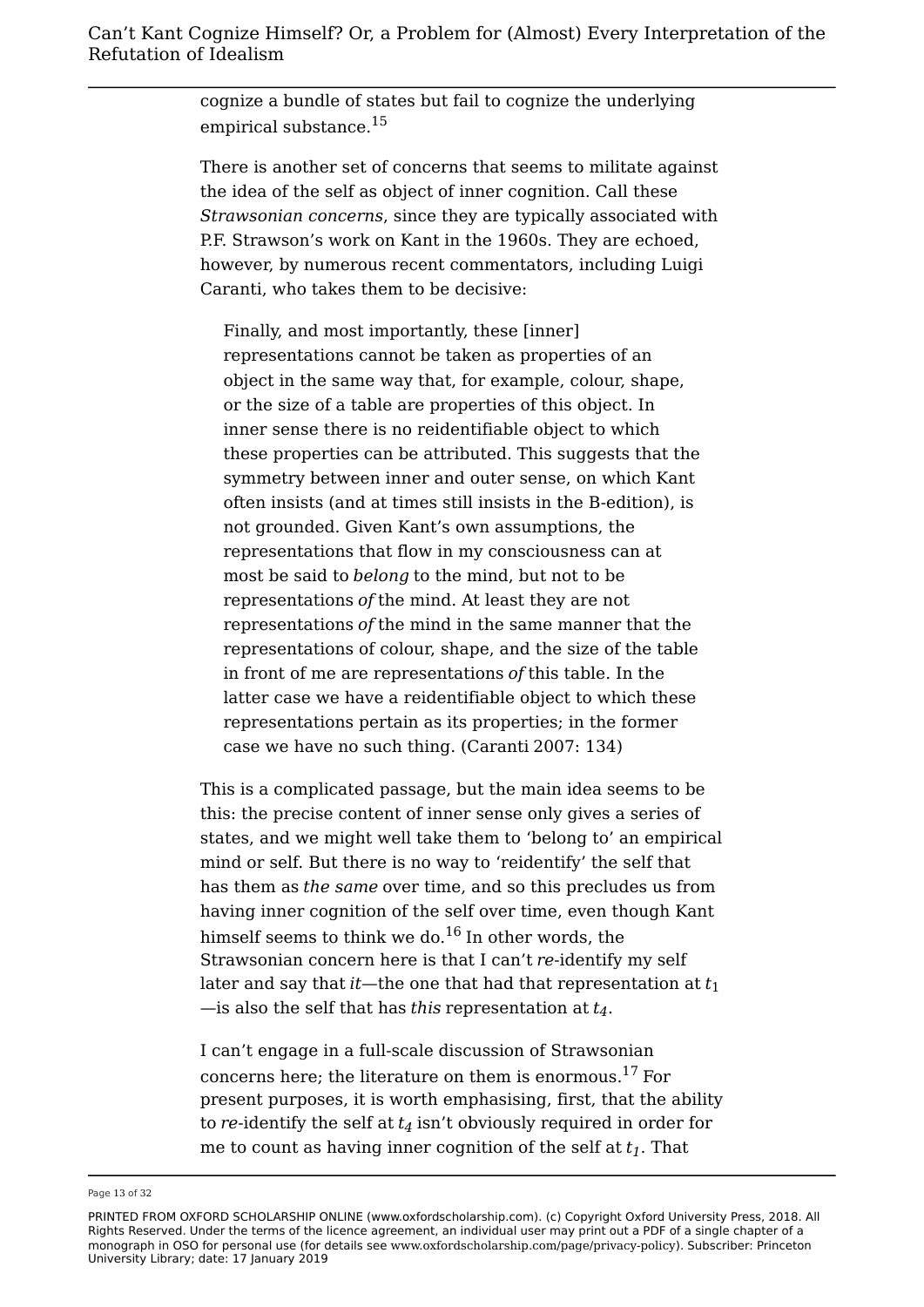cognize a bundle of states but fail to cognize the underlying empirical substance.[15]

There is another set of concerns that seems to militate against the idea of the self as object of inner cognition. Call these *Strawsonian concerns*, since they are typically associated with P.F. Strawson's work on Kant in the 1960s. They are echoed, however, by numerous recent commentators, including Luigi Caranti, who takes them to be decisive:

> Finally, and most importantly, these [inner] representations cannot be taken as properties of an object in the same way that, for example, colour, shape, or the size of a table are properties of this object. In inner sense there is no reidentifiable object to which these properties can be attributed. This suggests that the symmetry between inner and outer sense, on which Kant often insists (and at times still insists in the B-edition), is not grounded. Given Kant's own assumptions, the representations that flow in my consciousness can at most be said to *belong* to the mind, but not to be representations *of* the mind. At least they are not representations *of* the mind in the same manner that the representations of colour, shape, and the size of the table in front of me are representations *of* this table. In the latter case we have a reidentifiable object to which these representations pertain as its properties; in the former case we have no such thing. (Caranti 2007: 134)

This is a complicated passage, but the main idea seems to be this: the precise content of inner sense only gives a series of states, and we might well take them to 'belong to' an empirical mind or self. But there is no way to 'reidentify' the self that has them as *the same* over time, and so this precludes us from having inner cognition of the self over time, even though Kant himself seems to think we do.[16] In other words, the Strawsonian concern here is that I can't *re*-identify my self later and say that *it*—the one that had that representation at $t_1$—is also the self that has *this* representation at $t_4$.

I can't engage in a full-scale discussion of Strawsonian concerns here; the literature on them is enormous.[17] For present purposes, it is worth emphasising, first, that the ability to *re*-identify the self at $t_4$ isn't obviously required in order for me to count as having inner cognition of the self at $t_1$. That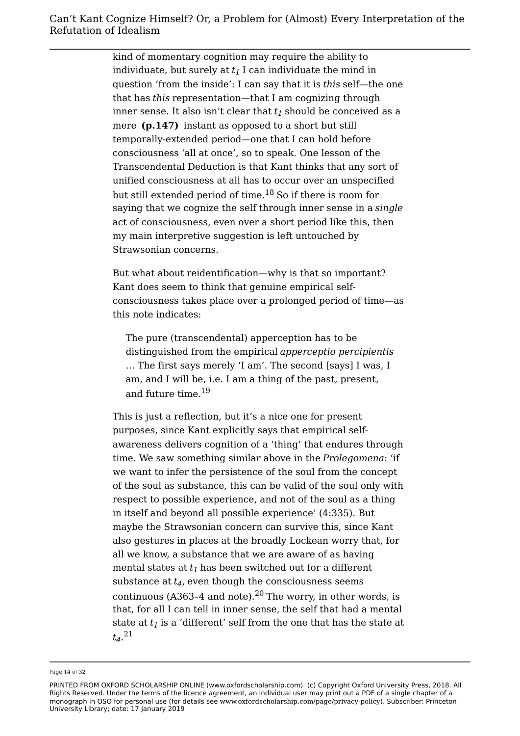kind of momentary cognition may require the ability to individuate, but surely at $t_1$ I can individuate the mind in question 'from the inside': I can say that it is *this* self—the one that has *this* representation—that I am cognizing through inner sense. It also isn't clear that $t_1$ should be conceived as a mere **(p.147)** instant as opposed to a short but still temporally-extended period—one that I can hold before consciousness 'all at once', so to speak. One lesson of the Transcendental Deduction is that Kant thinks that any sort of unified consciousness at all has to occur over an unspecified but still extended period of time.[18] So if there is room for saying that we cognize the self through inner sense in a *single* act of consciousness, even over a short period like this, then my main interpretive suggestion is left untouched by Strawsonian concerns.

But what about reidentification—why is that so important? Kant does seem to think that genuine empirical self-consciousness takes place over a prolonged period of time—as this note indicates:

> The pure (transcendental) apperception has to be distinguished from the empirical *apperceptio percipientis* … The first says merely 'I am'. The second [says] I was, I am, and I will be, i.e. I am a thing of the past, present, and future time.[19]

This is just a reflection, but it's a nice one for present purposes, since Kant explicitly says that empirical self-awareness delivers cognition of a 'thing' that endures through time. We saw something similar above in the *Prolegomena*: 'if we want to infer the persistence of the soul from the concept of the soul as substance, this can be valid of the soul only with respect to possible experience, and not of the soul as a thing in itself and beyond all possible experience' (4:335). But maybe the Strawsonian concern can survive this, since Kant also gestures in places at the broadly Lockean worry that, for all we know, a substance that we are aware of as having mental states at $t_1$ has been switched out for a different substance at $t_4$, even though the consciousness seems continuous (A363–4 and note).[20] The worry, in other words, is that, for all I can tell in inner sense, the self that had a mental state at $t_1$ is a 'different' self from the one that has the state at $t_4$.[21]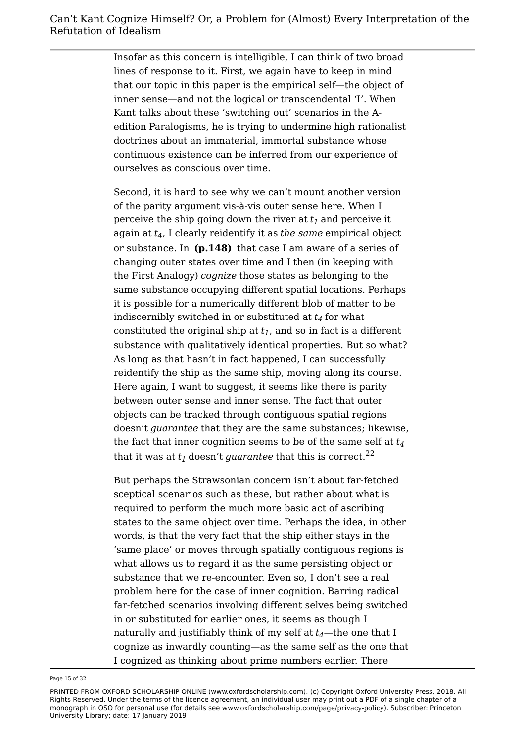Insofar as this concern is intelligible, I can think of two broad lines of response to it. First, we again have to keep in mind that our topic in this paper is the empirical self—the object of inner sense—and not the logical or transcendental 'I'. When Kant talks about these 'switching out' scenarios in the A-edition Paralogisms, he is trying to undermine high rationalist doctrines about an immaterial, immortal substance whose continuous existence can be inferred from our experience of ourselves as conscious over time.

Second, it is hard to see why we can't mount another version of the parity argument vis-à-vis outer sense here. When I perceive the ship going down the river at $t_1$ and perceive it again at $t_4$, I clearly reidentify it as *the same* empirical object or substance. In **(p.148)** that case I am aware of a series of changing outer states over time and I then (in keeping with the First Analogy) *cognize* those states as belonging to the same substance occupying different spatial locations. Perhaps it is possible for a numerically different blob of matter to be indiscernibly switched in or substituted at $t_4$ for what constituted the original ship at $t_1$, and so in fact is a different substance with qualitatively identical properties. But so what? As long as that hasn't in fact happened, I can successfully reidentify the ship as the same ship, moving along its course. Here again, I want to suggest, it seems like there is parity between outer sense and inner sense. The fact that outer objects can be tracked through contiguous spatial regions doesn't *guarantee* that they are the same substances; likewise, the fact that inner cognition seems to be of the same self at $t_4$ that it was at $t_1$ doesn't *guarantee* that this is correct.[22]

But perhaps the Strawsonian concern isn't about far-fetched sceptical scenarios such as these, but rather about what is required to perform the much more basic act of ascribing states to the same object over time. Perhaps the idea, in other words, is that the very fact that the ship either stays in the 'same place' or moves through spatially contiguous regions is what allows us to regard it as the same persisting object or substance that we re-encounter. Even so, I don't see a real problem here for the case of inner cognition. Barring radical far-fetched scenarios involving different selves being switched in or substituted for earlier ones, it seems as though I naturally and justifiably think of my self at $t_4$—the one that I cognize as inwardly counting—as the same self as the one that I cognized as thinking about prime numbers earlier. There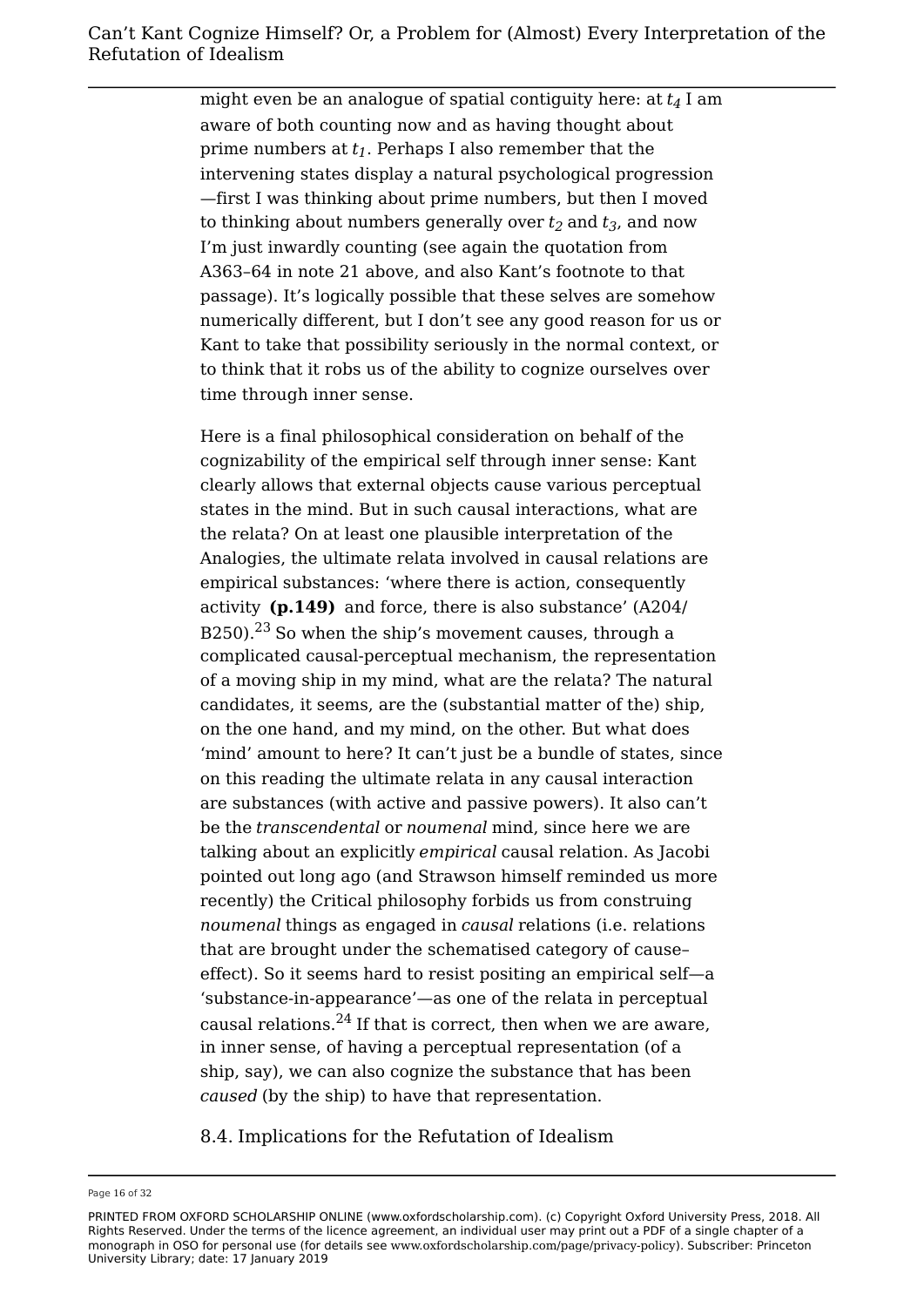might even be an analogue of spatial contiguity here: at $t_4$ I am aware of both counting now and as having thought about prime numbers at $t_1$. Perhaps I also remember that the intervening states display a natural psychological progression —first I was thinking about prime numbers, but then I moved to thinking about numbers generally over $t_2$ and $t_3$, and now I'm just inwardly counting (see again the quotation from A363–64 in note 21 above, and also Kant's footnote to that passage). It's logically possible that these selves are somehow numerically different, but I don't see any good reason for us or Kant to take that possibility seriously in the normal context, or to think that it robs us of the ability to cognize ourselves over time through inner sense.

Here is a final philosophical consideration on behalf of the cognizability of the empirical self through inner sense: Kant clearly allows that external objects cause various perceptual states in the mind. But in such causal interactions, what are the relata? On at least one plausible interpretation of the Analogies, the ultimate relata involved in causal relations are empirical substances: 'where there is action, consequently activity **(p.149)** and force, there is also substance' (A204/B250).[23] So when the ship's movement causes, through a complicated causal-perceptual mechanism, the representation of a moving ship in my mind, what are the relata? The natural candidates, it seems, are the (substantial matter of the) ship, on the one hand, and my mind, on the other. But what does 'mind' amount to here? It can't just be a bundle of states, since on this reading the ultimate relata in any causal interaction are substances (with active and passive powers). It also can't be the *transcendental* or *noumenal* mind, since here we are talking about an explicitly *empirical* causal relation. As Jacobi pointed out long ago (and Strawson himself reminded us more recently) the Critical philosophy forbids us from construing *noumenal* things as engaged in *causal* relations (i.e. relations that are brought under the schematised category of cause–effect). So it seems hard to resist positing an empirical self—a 'substance-in-appearance'—as one of the relata in perceptual causal relations.[24] If that is correct, then when we are aware, in inner sense, of having a perceptual representation (of a ship, say), we can also cognize the substance that has been *caused* (by the ship) to have that representation.

## 8.4. Implications for the Refutation of Idealism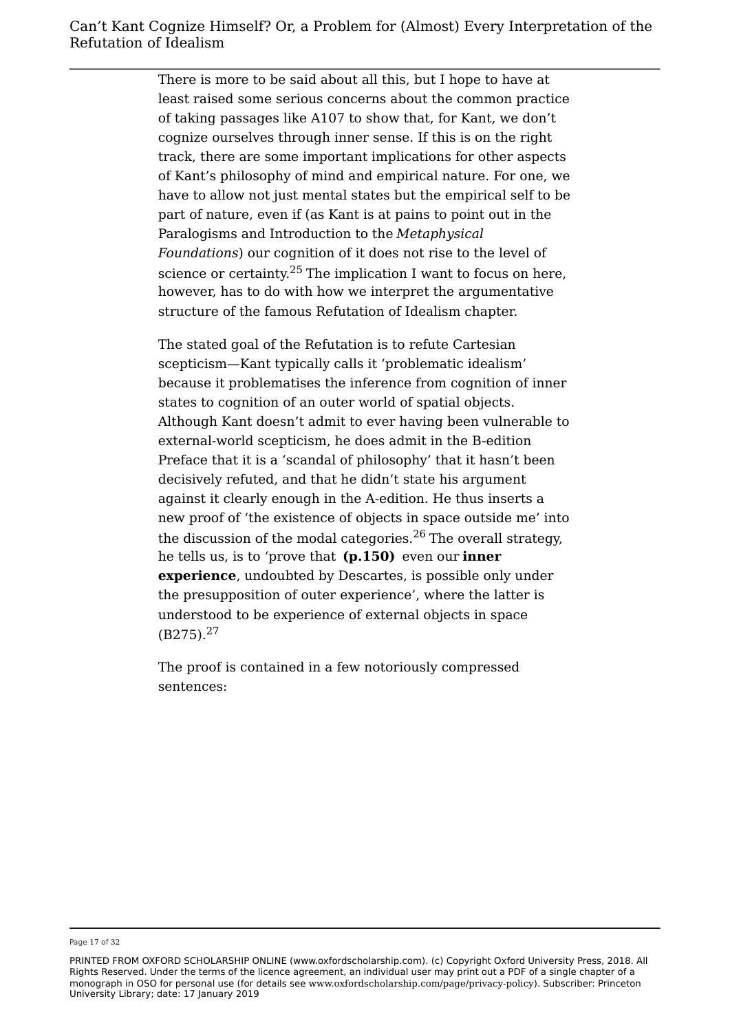There is more to be said about all this, but I hope to have at least raised some serious concerns about the common practice of taking passages like A107 to show that, for Kant, we don't cognize ourselves through inner sense. If this is on the right track, there are some important implications for other aspects of Kant's philosophy of mind and empirical nature. For one, we have to allow not just mental states but the empirical self to be part of nature, even if (as Kant is at pains to point out in the Paralogisms and Introduction to the *Metaphysical Foundations*) our cognition of it does not rise to the level of science or certainty.[25] The implication I want to focus on here, however, has to do with how we interpret the argumentative structure of the famous Refutation of Idealism chapter.

The stated goal of the Refutation is to refute Cartesian scepticism—Kant typically calls it 'problematic idealism' because it problematises the inference from cognition of inner states to cognition of an outer world of spatial objects. Although Kant doesn't admit to ever having been vulnerable to external-world scepticism, he does admit in the B-edition Preface that it is a 'scandal of philosophy' that it hasn't been decisively refuted, and that he didn't state his argument against it clearly enough in the A-edition. He thus inserts a new proof of 'the existence of objects in space outside me' into the discussion of the modal categories.[26] The overall strategy, he tells us, is to 'prove that **(p.150)** even our **inner experience**, undoubted by Descartes, is possible only under the presupposition of outer experience', where the latter is understood to be experience of external objects in space (B275).[27]

The proof is contained in a few notoriously compressed sentences: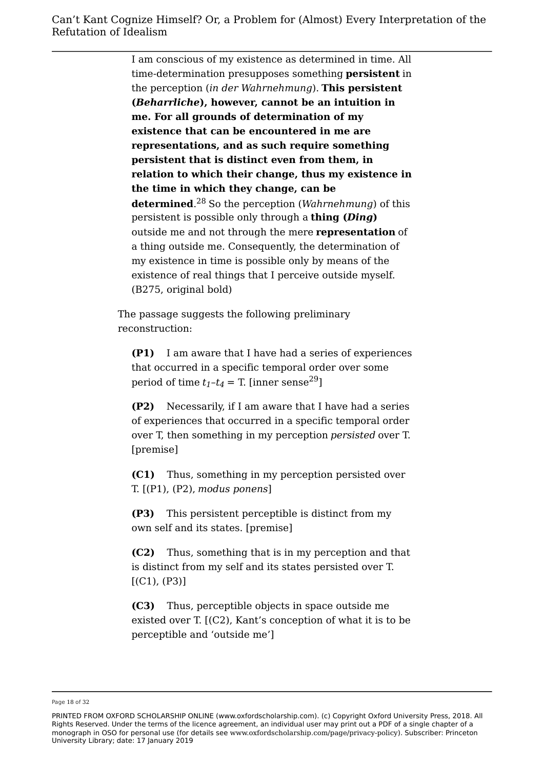> I am conscious of my existence as determined in time. All time-determination presupposes something **persistent** in the perception (*in der Wahrnehmung*). **This persistent (*Beharrliche*), however, cannot be an intuition in me. For all grounds of determination of my existence that can be encountered in me are representations, and as such require something persistent that is distinct even from them, in relation to which their change, thus my existence in the time in which they change, can be determined**.[28] So the perception (*Wahrnehmung*) of this persistent is possible only through a **thing (*Ding*)** outside me and not through the mere **representation** of a thing outside me. Consequently, the determination of my existence in time is possible only by means of the existence of real things that I perceive outside myself. (B275, original bold)

The passage suggests the following preliminary reconstruction:

> **(P1)** I am aware that I have had a series of experiences that occurred in a specific temporal order over some period of time $t_1$–$t_4$ = T. [inner sense[29]]
>
> **(P2)** Necessarily, if I am aware that I have had a series of experiences that occurred in a specific temporal order over T, then something in my perception *persisted* over T. [premise]
>
> **(C1)** Thus, something in my perception persisted over T. [(P1), (P2), *modus ponens*]
>
> **(P3)** This persistent perceptible is distinct from my own self and its states. [premise]
>
> **(C2)** Thus, something that is in my perception and that is distinct from my self and its states persisted over T. [(C1), (P3)]
>
> **(C3)** Thus, perceptible objects in space outside me existed over T. [(C2), Kant's conception of what it is to be perceptible and 'outside me']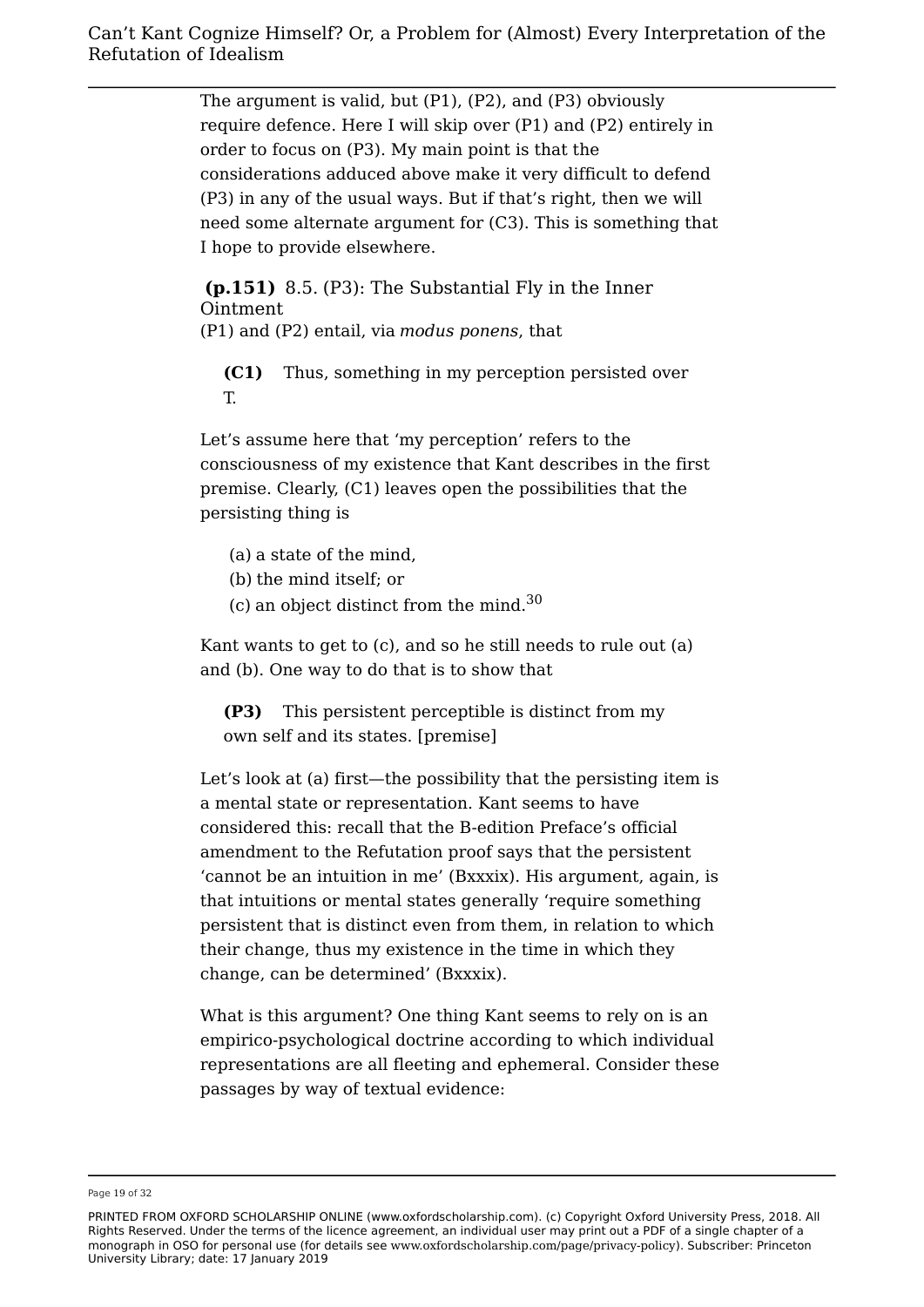The argument is valid, but (P1), (P2), and (P3) obviously require defence. Here I will skip over (P1) and (P2) entirely in order to focus on (P3). My main point is that the considerations adduced above make it very difficult to defend (P3) in any of the usual ways. But if that's right, then we will need some alternate argument for (C3). This is something that I hope to provide elsewhere.

## **(p.151)** 8.5. (P3): The Substantial Fly in the Inner Ointment

(P1) and (P2) entail, via *modus ponens*, that

> **(C1)** Thus, something in my perception persisted over T.

Let's assume here that 'my perception' refers to the consciousness of my existence that Kant describes in the first premise. Clearly, (C1) leaves open the possibilities that the persisting thing is

(a) a state of the mind,
(b) the mind itself; or
(c) an object distinct from the mind.[30]

Kant wants to get to (c), and so he still needs to rule out (a) and (b). One way to do that is to show that

> **(P3)** This persistent perceptible is distinct from my own self and its states. [premise]

Let's look at (a) first—the possibility that the persisting item is a mental state or representation. Kant seems to have considered this: recall that the B-edition Preface's official amendment to the Refutation proof says that the persistent 'cannot be an intuition in me' (Bxxxix). His argument, again, is that intuitions or mental states generally 'require something persistent that is distinct even from them, in relation to which their change, thus my existence in the time in which they change, can be determined' (Bxxxix).

What is this argument? One thing Kant seems to rely on is an empirico-psychological doctrine according to which individual representations are all fleeting and ephemeral. Consider these passages by way of textual evidence: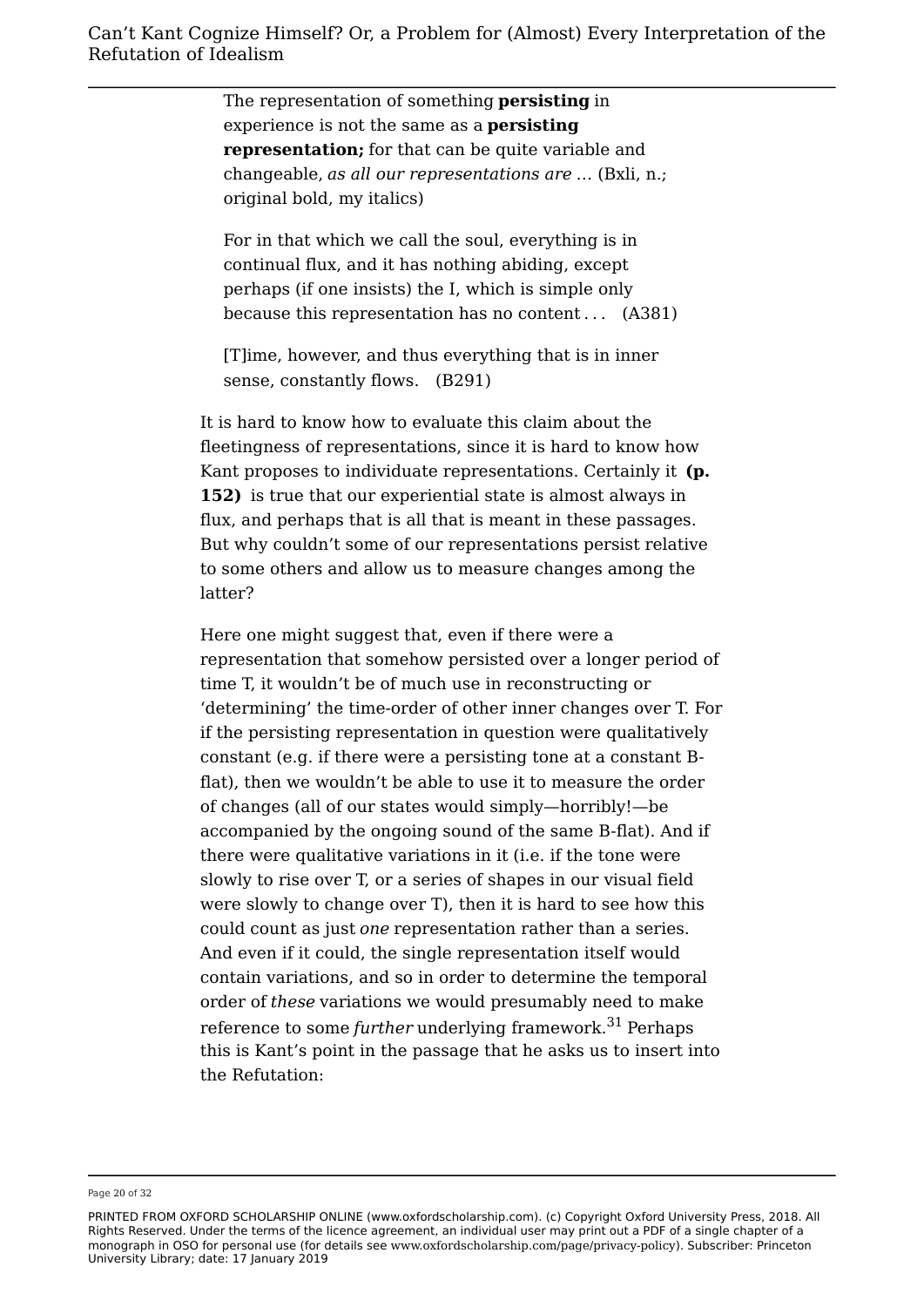> The representation of something **persisting** in experience is not the same as a **persisting representation;** for that can be quite variable and changeable, *as all our representations are* ... (Bxli, n.; original bold, my italics)

> For in that which we call the soul, everything is in continual flux, and it has nothing abiding, except perhaps (if one insists) the I, which is simple only because this representation has no content . . . (A381)

> [T]ime, however, and thus everything that is in inner sense, constantly flows. (B291)

It is hard to know how to evaluate this claim about the fleetingness of representations, since it is hard to know how Kant proposes to individuate representations. Certainly it **(p. 152)** is true that our experiential state is almost always in flux, and perhaps that is all that is meant in these passages. But why couldn't some of our representations persist relative to some others and allow us to measure changes among the latter?

Here one might suggest that, even if there were a representation that somehow persisted over a longer period of time T, it wouldn't be of much use in reconstructing or 'determining' the time-order of other inner changes over T. For if the persisting representation in question were qualitatively constant (e.g. if there were a persisting tone at a constant B-flat), then we wouldn't be able to use it to measure the order of changes (all of our states would simply—horribly!—be accompanied by the ongoing sound of the same B-flat). And if there were qualitative variations in it (i.e. if the tone were slowly to rise over T, or a series of shapes in our visual field were slowly to change over T), then it is hard to see how this could count as just *one* representation rather than a series. And even if it could, the single representation itself would contain variations, and so in order to determine the temporal order of *these* variations we would presumably need to make reference to some *further* underlying framework.[31] Perhaps this is Kant's point in the passage that he asks us to insert into the Refutation: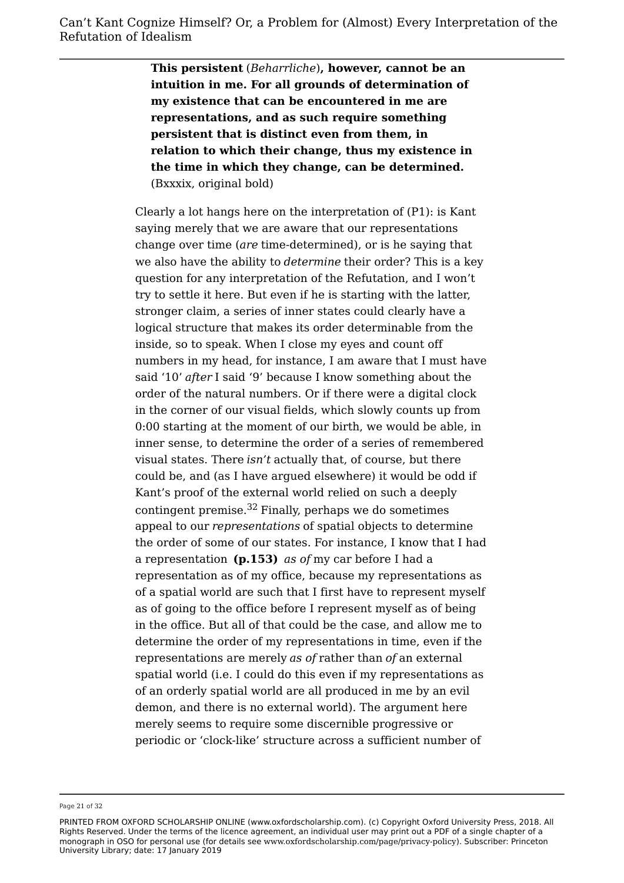> **This persistent** (*Beharrliche*)**, however, cannot be an intuition in me. For all grounds of determination of my existence that can be encountered in me are representations, and as such require something persistent that is distinct even from them, in relation to which their change, thus my existence in the time in which they change, can be determined.** (Bxxxix, original bold)

Clearly a lot hangs here on the interpretation of (P1): is Kant saying merely that we are aware that our representations change over time (*are* time-determined), or is he saying that we also have the ability to *determine* their order? This is a key question for any interpretation of the Refutation, and I won't try to settle it here. But even if he is starting with the latter, stronger claim, a series of inner states could clearly have a logical structure that makes its order determinable from the inside, so to speak. When I close my eyes and count off numbers in my head, for instance, I am aware that I must have said '10' *after* I said '9' because I know something about the order of the natural numbers. Or if there were a digital clock in the corner of our visual fields, which slowly counts up from 0:00 starting at the moment of our birth, we would be able, in inner sense, to determine the order of a series of remembered visual states. There *isn't* actually that, of course, but there could be, and (as I have argued elsewhere) it would be odd if Kant's proof of the external world relied on such a deeply contingent premise.[32] Finally, perhaps we do sometimes appeal to our *representations* of spatial objects to determine the order of some of our states. For instance, I know that I had a representation **(p.153)** *as of* my car before I had a representation as of my office, because my representations as of a spatial world are such that I first have to represent myself as of going to the office before I represent myself as of being in the office. But all of that could be the case, and allow me to determine the order of my representations in time, even if the representations are merely *as of* rather than *of* an external spatial world (i.e. I could do this even if my representations as of an orderly spatial world are all produced in me by an evil demon, and there is no external world). The argument here merely seems to require some discernible progressive or periodic or 'clock-like' structure across a sufficient number of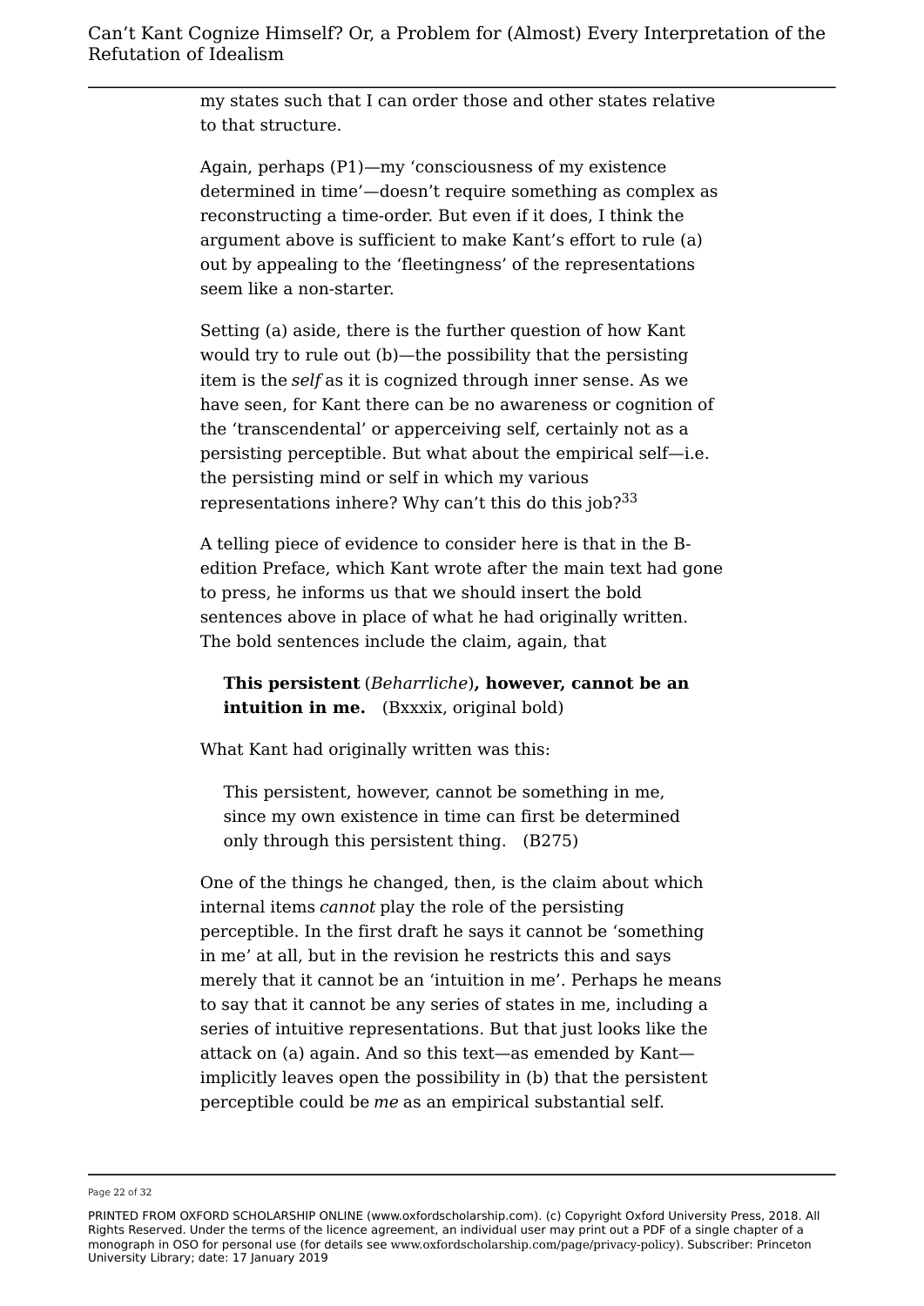my states such that I can order those and other states relative to that structure.

Again, perhaps (P1)—my 'consciousness of my existence determined in time'—doesn't require something as complex as reconstructing a time-order. But even if it does, I think the argument above is sufficient to make Kant's effort to rule (a) out by appealing to the 'fleetingness' of the representations seem like a non-starter.

Setting (a) aside, there is the further question of how Kant would try to rule out (b)—the possibility that the persisting item is the *self* as it is cognized through inner sense. As we have seen, for Kant there can be no awareness or cognition of the 'transcendental' or apperceiving self, certainly not as a persisting perceptible. But what about the empirical self—i.e. the persisting mind or self in which my various representations inhere? Why can't this do this job?[33]

A telling piece of evidence to consider here is that in the B-edition Preface, which Kant wrote after the main text had gone to press, he informs us that we should insert the bold sentences above in place of what he had originally written. The bold sentences include the claim, again, that

> **This persistent** (*Beharrliche*)**, however, cannot be an intuition in me.** (Bxxxix, original bold)

What Kant had originally written was this:

> This persistent, however, cannot be something in me, since my own existence in time can first be determined only through this persistent thing. (B275)

One of the things he changed, then, is the claim about which internal items *cannot* play the role of the persisting perceptible. In the first draft he says it cannot be 'something in me' at all, but in the revision he restricts this and says merely that it cannot be an 'intuition in me'. Perhaps he means to say that it cannot be any series of states in me, including a series of intuitive representations. But that just looks like the attack on (a) again. And so this text—as emended by Kant—implicitly leaves open the possibility in (b) that the persistent perceptible could be *me* as an empirical substantial self.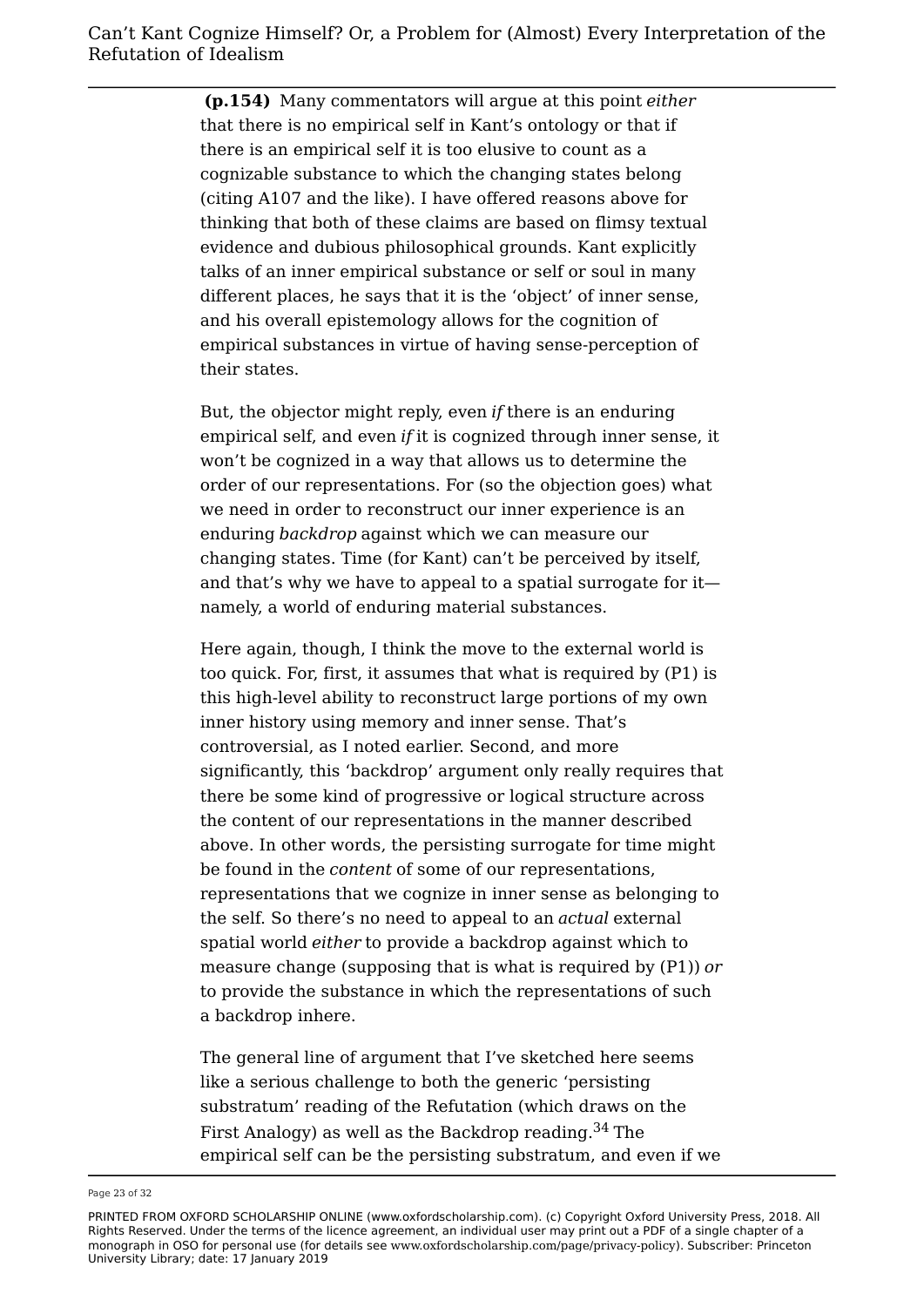**(p.154)** Many commentators will argue at this point *either* that there is no empirical self in Kant's ontology or that if there is an empirical self it is too elusive to count as a cognizable substance to which the changing states belong (citing A107 and the like). I have offered reasons above for thinking that both of these claims are based on flimsy textual evidence and dubious philosophical grounds. Kant explicitly talks of an inner empirical substance or self or soul in many different places, he says that it is the 'object' of inner sense, and his overall epistemology allows for the cognition of empirical substances in virtue of having sense-perception of their states.

But, the objector might reply, even *if* there is an enduring empirical self, and even *if* it is cognized through inner sense, it won't be cognized in a way that allows us to determine the order of our representations. For (so the objection goes) what we need in order to reconstruct our inner experience is an enduring *backdrop* against which we can measure our changing states. Time (for Kant) can't be perceived by itself, and that's why we have to appeal to a spatial surrogate for it—namely, a world of enduring material substances.

Here again, though, I think the move to the external world is too quick. For, first, it assumes that what is required by (P1) is this high-level ability to reconstruct large portions of my own inner history using memory and inner sense. That's controversial, as I noted earlier. Second, and more significantly, this 'backdrop' argument only really requires that there be some kind of progressive or logical structure across the content of our representations in the manner described above. In other words, the persisting surrogate for time might be found in the *content* of some of our representations, representations that we cognize in inner sense as belonging to the self. So there's no need to appeal to an *actual* external spatial world *either* to provide a backdrop against which to measure change (supposing that is what is required by (P1)) *or* to provide the substance in which the representations of such a backdrop inhere.

The general line of argument that I've sketched here seems like a serious challenge to both the generic 'persisting substratum' reading of the Refutation (which draws on the First Analogy) as well as the Backdrop reading.[34] The empirical self can be the persisting substratum, and even if we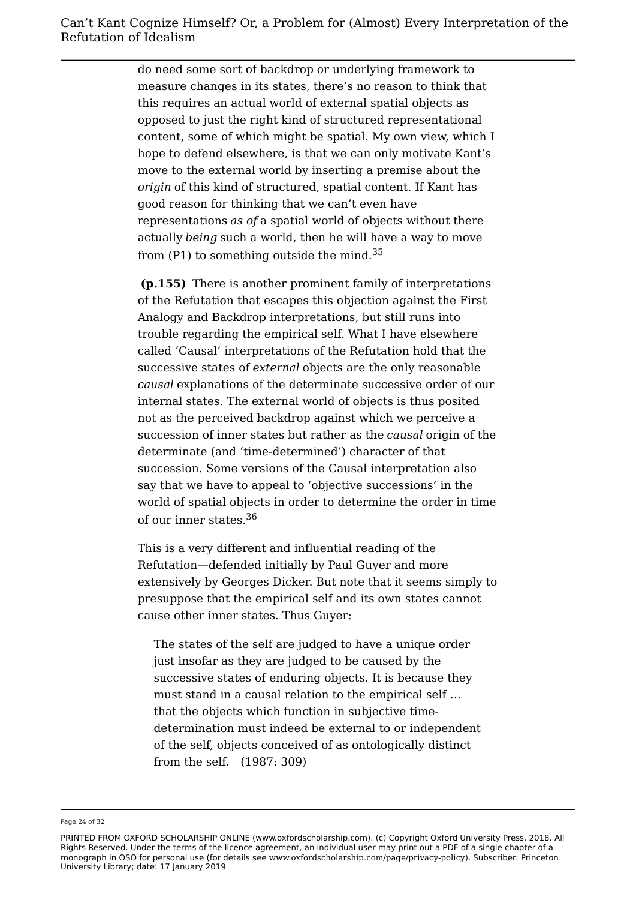do need some sort of backdrop or underlying framework to measure changes in its states, there's no reason to think that this requires an actual world of external spatial objects as opposed to just the right kind of structured representational content, some of which might be spatial. My own view, which I hope to defend elsewhere, is that we can only motivate Kant's move to the external world by inserting a premise about the *origin* of this kind of structured, spatial content. If Kant has good reason for thinking that we can't even have representations *as of* a spatial world of objects without there actually *being* such a world, then he will have a way to move from (P1) to something outside the mind.[35]

**(p.155)** There is another prominent family of interpretations of the Refutation that escapes this objection against the First Analogy and Backdrop interpretations, but still runs into trouble regarding the empirical self. What I have elsewhere called 'Causal' interpretations of the Refutation hold that the successive states of *external* objects are the only reasonable *causal* explanations of the determinate successive order of our internal states. The external world of objects is thus posited not as the perceived backdrop against which we perceive a succession of inner states but rather as the *causal* origin of the determinate (and 'time-determined') character of that succession. Some versions of the Causal interpretation also say that we have to appeal to 'objective successions' in the world of spatial objects in order to determine the order in time of our inner states.[36]

This is a very different and influential reading of the Refutation—defended initially by Paul Guyer and more extensively by Georges Dicker. But note that it seems simply to presuppose that the empirical self and its own states cannot cause other inner states. Thus Guyer:

> The states of the self are judged to have a unique order just insofar as they are judged to be caused by the successive states of enduring objects. It is because they must stand in a causal relation to the empirical self … that the objects which function in subjective time-determination must indeed be external to or independent of the self, objects conceived of as ontologically distinct from the self. (1987: 309)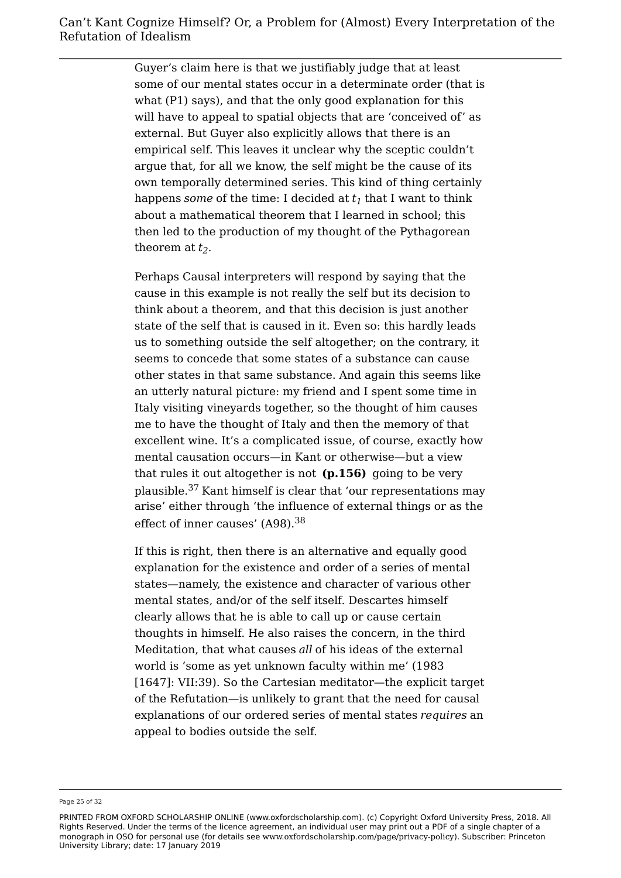Guyer's claim here is that we justifiably judge that at least some of our mental states occur in a determinate order (that is what (P1) says), and that the only good explanation for this will have to appeal to spatial objects that are 'conceived of' as external. But Guyer also explicitly allows that there is an empirical self. This leaves it unclear why the sceptic couldn't argue that, for all we know, the self might be the cause of its own temporally determined series. This kind of thing certainly happens *some* of the time: I decided at $t_1$ that I want to think about a mathematical theorem that I learned in school; this then led to the production of my thought of the Pythagorean theorem at $t_2$.

Perhaps Causal interpreters will respond by saying that the cause in this example is not really the self but its decision to think about a theorem, and that this decision is just another state of the self that is caused in it. Even so: this hardly leads us to something outside the self altogether; on the contrary, it seems to concede that some states of a substance can cause other states in that same substance. And again this seems like an utterly natural picture: my friend and I spent some time in Italy visiting vineyards together, so the thought of him causes me to have the thought of Italy and then the memory of that excellent wine. It's a complicated issue, of course, exactly how mental causation occurs—in Kant or otherwise—but a view that rules it out altogether is not **(p.156)** going to be very plausible.[37] Kant himself is clear that 'our representations may arise' either through 'the influence of external things or as the effect of inner causes' (A98).[38]

If this is right, then there is an alternative and equally good explanation for the existence and order of a series of mental states—namely, the existence and character of various other mental states, and/or of the self itself. Descartes himself clearly allows that he is able to call up or cause certain thoughts in himself. He also raises the concern, in the third Meditation, that what causes *all* of his ideas of the external world is 'some as yet unknown faculty within me' (1983 [1647]: VII:39). So the Cartesian meditator—the explicit target of the Refutation—is unlikely to grant that the need for causal explanations of our ordered series of mental states *requires* an appeal to bodies outside the self.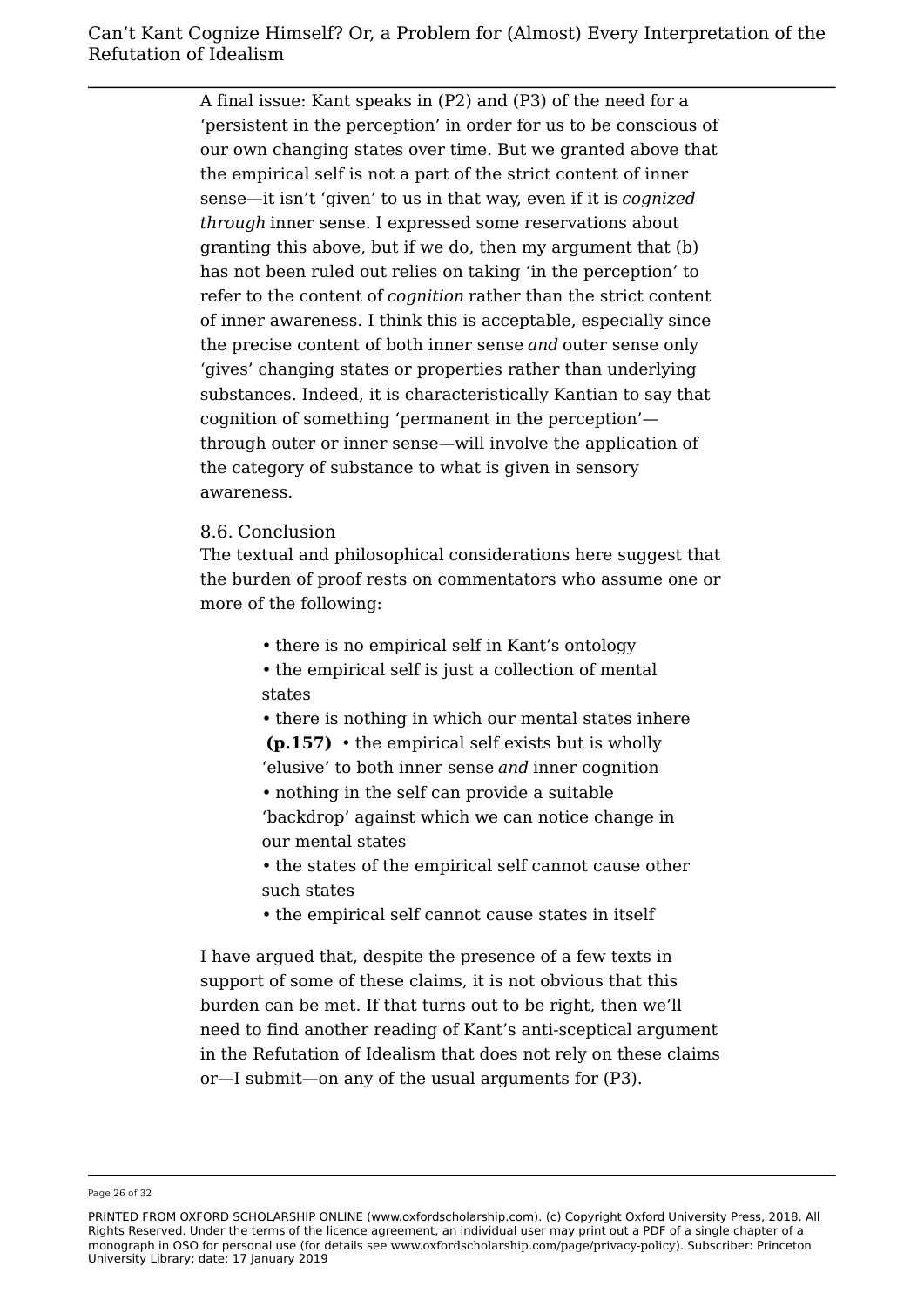A final issue: Kant speaks in (P2) and (P3) of the need for a 'persistent in the perception' in order for us to be conscious of our own changing states over time. But we granted above that the empirical self is not a part of the strict content of inner sense—it isn't 'given' to us in that way, even if it is *cognized through* inner sense. I expressed some reservations about granting this above, but if we do, then my argument that (b) has not been ruled out relies on taking 'in the perception' to refer to the content of *cognition* rather than the strict content of inner awareness. I think this is acceptable, especially since the precise content of both inner sense *and* outer sense only 'gives' changing states or properties rather than underlying substances. Indeed, it is characteristically Kantian to say that cognition of something 'permanent in the perception'—through outer or inner sense—will involve the application of the category of substance to what is given in sensory awareness.

### 8.6. Conclusion

The textual and philosophical considerations here suggest that the burden of proof rests on commentators who assume one or more of the following:

- there is no empirical self in Kant's ontology
- the empirical self is just a collection of mental states
- there is nothing in which our mental states inhere
- **(p.157)** the empirical self exists but is wholly 'elusive' to both inner sense *and* inner cognition
- nothing in the self can provide a suitable 'backdrop' against which we can notice change in our mental states
- the states of the empirical self cannot cause other such states
- the empirical self cannot cause states in itself

I have argued that, despite the presence of a few texts in support of some of these claims, it is not obvious that this burden can be met. If that turns out to be right, then we'll need to find another reading of Kant's anti-sceptical argument in the Refutation of Idealism that does not rely on these claims or—I submit—on any of the usual arguments for (P3).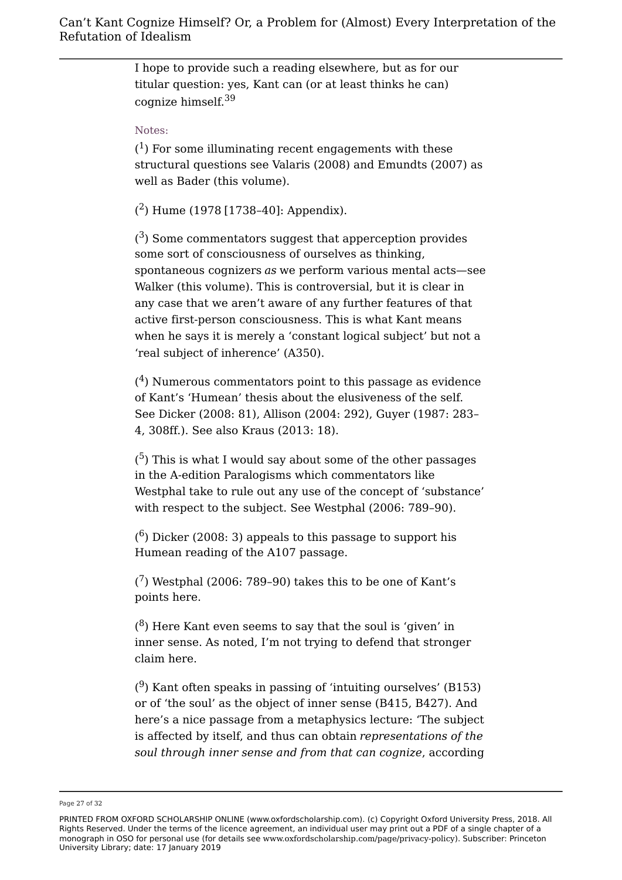I hope to provide such a reading elsewhere, but as for our titular question: yes, Kant can (or at least thinks he can) cognize himself.[39]

Notes:

([1]) For some illuminating recent engagements with these structural questions see Valaris (2008) and Emundts (2007) as well as Bader (this volume).

([2]) Hume (1978 [1738–40]: Appendix).

([3]) Some commentators suggest that apperception provides some sort of consciousness of ourselves as thinking, spontaneous cognizers *as* we perform various mental acts—see Walker (this volume). This is controversial, but it is clear in any case that we aren't aware of any further features of that active first-person consciousness. This is what Kant means when he says it is merely a 'constant logical subject' but not a 'real subject of inherence' (A350).

([4]) Numerous commentators point to this passage as evidence of Kant's 'Humean' thesis about the elusiveness of the self. See Dicker (2008: 81), Allison (2004: 292), Guyer (1987: 283–4, 308ff.). See also Kraus (2013: 18).

([5]) This is what I would say about some of the other passages in the A-edition Paralogisms which commentators like Westphal take to rule out any use of the concept of 'substance' with respect to the subject. See Westphal (2006: 789–90).

([6]) Dicker (2008: 3) appeals to this passage to support his Humean reading of the A107 passage.

([7]) Westphal (2006: 789–90) takes this to be one of Kant's points here.

([8]) Here Kant even seems to say that the soul is 'given' in inner sense. As noted, I'm not trying to defend that stronger claim here.

([9]) Kant often speaks in passing of 'intuiting ourselves' (B153) or of 'the soul' as the object of inner sense (B415, B427). And here's a nice passage from a metaphysics lecture: 'The subject is affected by itself, and thus can obtain *representations of the soul through inner sense and from that can cognize*, according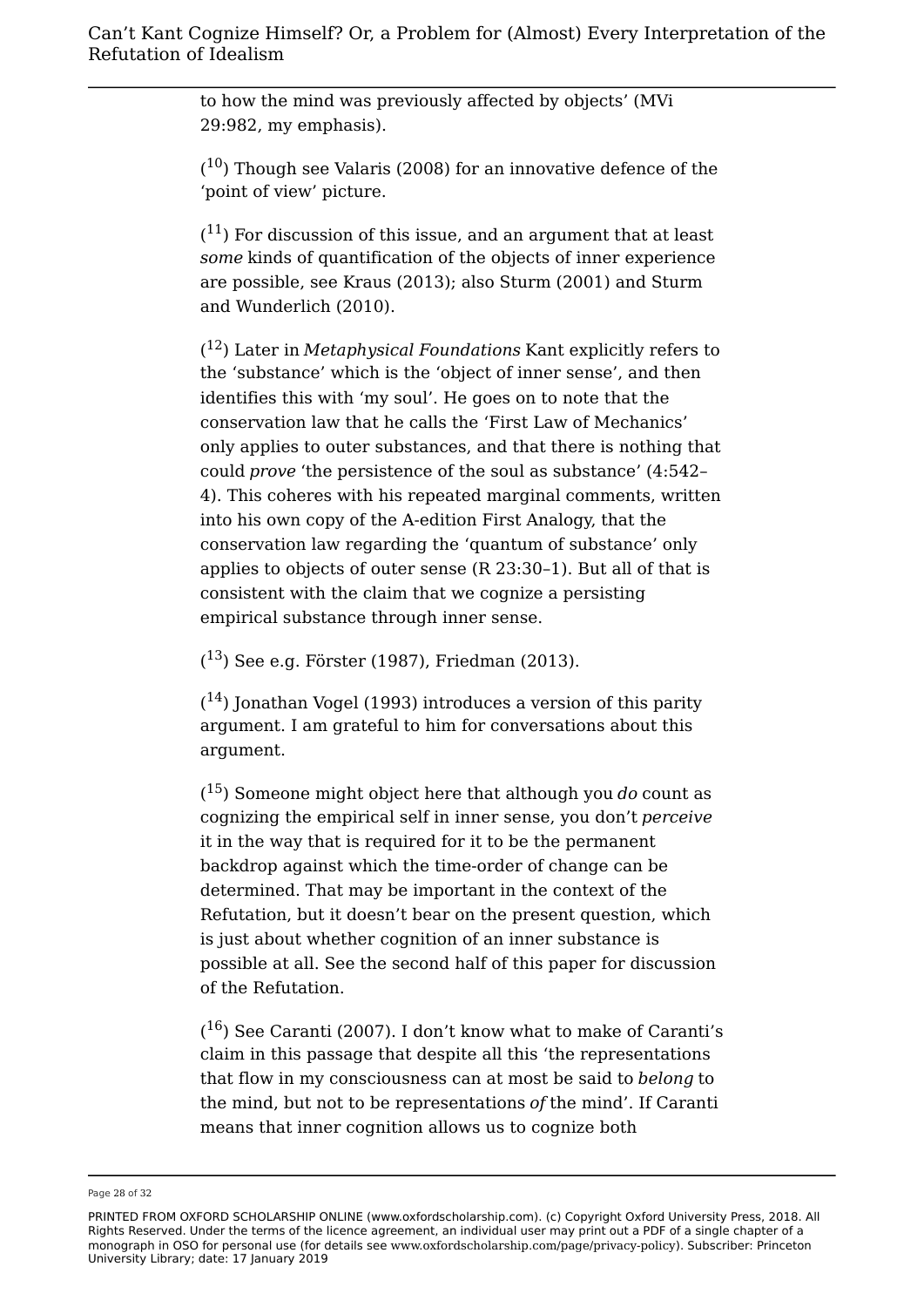to how the mind was previously affected by objects' (MVi 29:982, my emphasis).

([10]) Though see Valaris (2008) for an innovative defence of the 'point of view' picture.

([11]) For discussion of this issue, and an argument that at least *some* kinds of quantification of the objects of inner experience are possible, see Kraus (2013); also Sturm (2001) and Sturm and Wunderlich (2010).

([12]) Later in *Metaphysical Foundations* Kant explicitly refers to the 'substance' which is the 'object of inner sense', and then identifies this with 'my soul'. He goes on to note that the conservation law that he calls the 'First Law of Mechanics' only applies to outer substances, and that there is nothing that could *prove* 'the persistence of the soul as substance' (4:542–4). This coheres with his repeated marginal comments, written into his own copy of the A-edition First Analogy, that the conservation law regarding the 'quantum of substance' only applies to objects of outer sense (R 23:30–1). But all of that is consistent with the claim that we cognize a persisting empirical substance through inner sense.

([13]) See e.g. Förster (1987), Friedman (2013).

([14]) Jonathan Vogel (1993) introduces a version of this parity argument. I am grateful to him for conversations about this argument.

([15]) Someone might object here that although you *do* count as cognizing the empirical self in inner sense, you don't *perceive* it in the way that is required for it to be the permanent backdrop against which the time-order of change can be determined. That may be important in the context of the Refutation, but it doesn't bear on the present question, which is just about whether cognition of an inner substance is possible at all. See the second half of this paper for discussion of the Refutation.

([16]) See Caranti (2007). I don't know what to make of Caranti's claim in this passage that despite all this 'the representations that flow in my consciousness can at most be said to *belong* to the mind, but not to be representations *of* the mind'. If Caranti means that inner cognition allows us to cognize both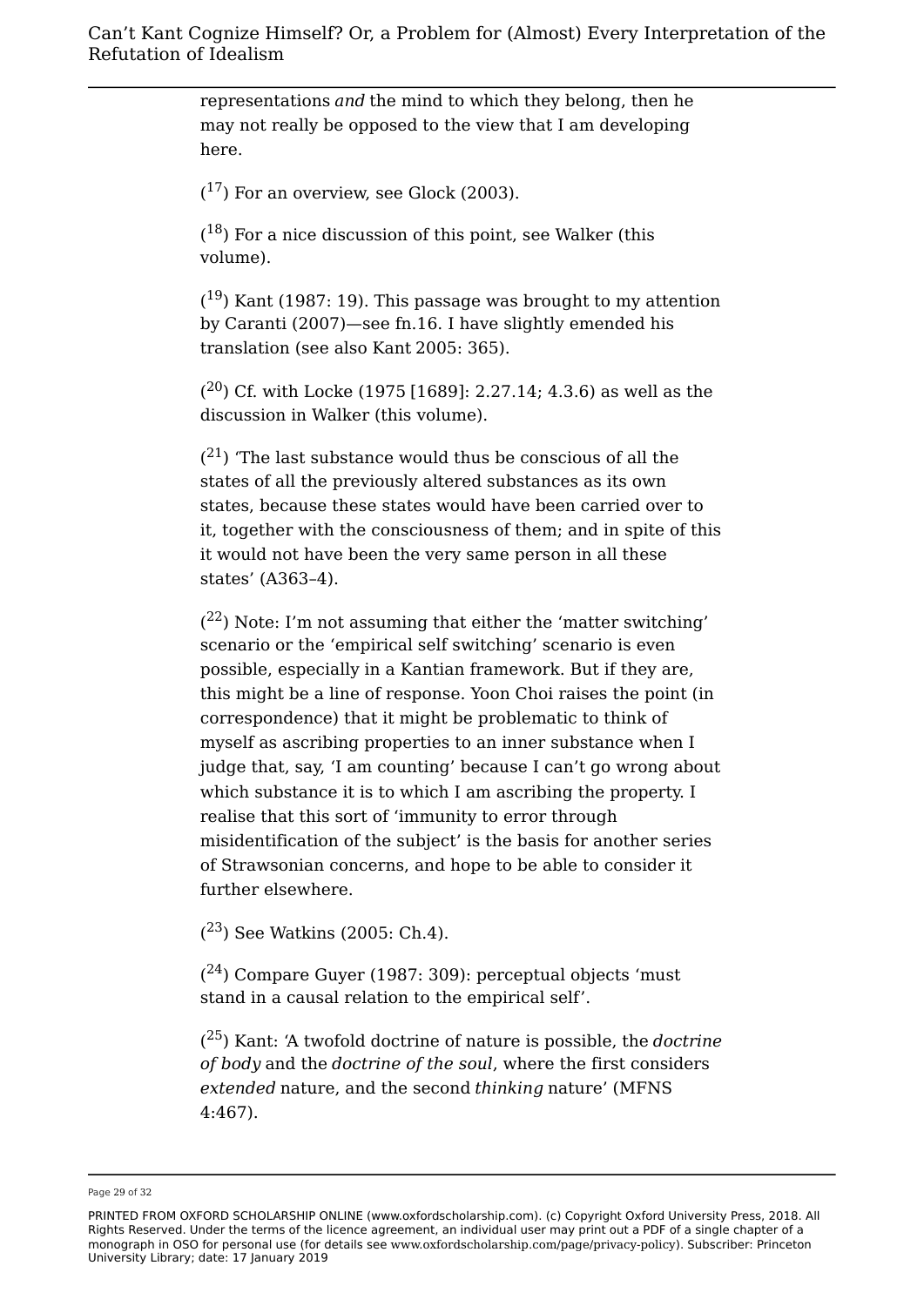representations *and* the mind to which they belong, then he may not really be opposed to the view that I am developing here.

([17]) For an overview, see Glock (2003).

([18]) For a nice discussion of this point, see Walker (this volume).

([19]) Kant (1987: 19). This passage was brought to my attention by Caranti (2007)—see fn.16. I have slightly emended his translation (see also Kant 2005: 365).

([20]) Cf. with Locke (1975 [1689]: 2.27.14; 4.3.6) as well as the discussion in Walker (this volume).

([21]) 'The last substance would thus be conscious of all the states of all the previously altered substances as its own states, because these states would have been carried over to it, together with the consciousness of them; and in spite of this it would not have been the very same person in all these states' (A363–4).

([22]) Note: I'm not assuming that either the 'matter switching' scenario or the 'empirical self switching' scenario is even possible, especially in a Kantian framework. But if they are, this might be a line of response. Yoon Choi raises the point (in correspondence) that it might be problematic to think of myself as ascribing properties to an inner substance when I judge that, say, 'I am counting' because I can't go wrong about which substance it is to which I am ascribing the property. I realise that this sort of 'immunity to error through misidentification of the subject' is the basis for another series of Strawsonian concerns, and hope to be able to consider it further elsewhere.

([23]) See Watkins (2005: Ch.4).

([24]) Compare Guyer (1987: 309): perceptual objects 'must stand in a causal relation to the empirical self'.

([25]) Kant: 'A twofold doctrine of nature is possible, the *doctrine of body* and the *doctrine of the soul*, where the first considers *extended* nature, and the second *thinking* nature' (MFNS 4:467).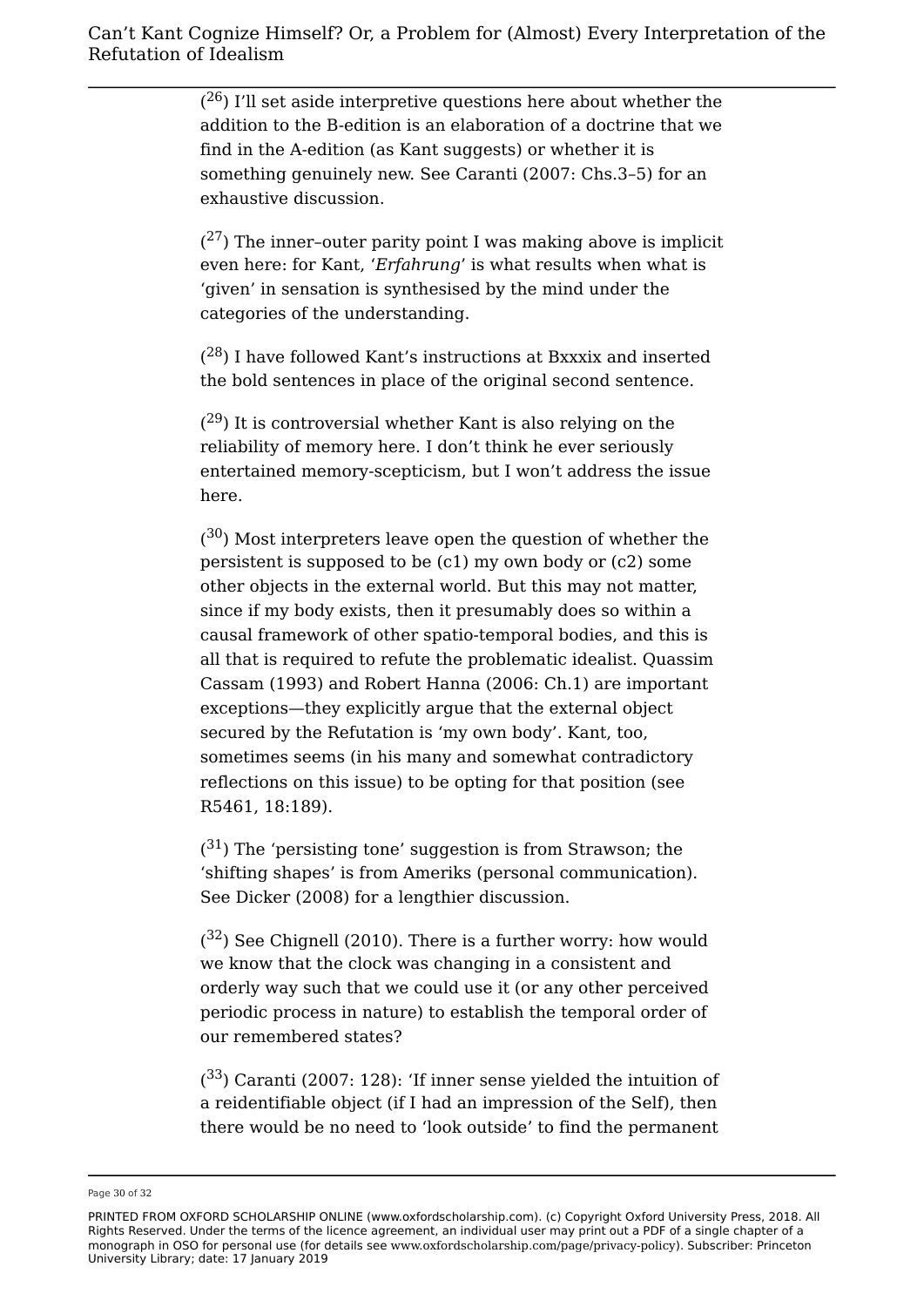([26]) I'll set aside interpretive questions here about whether the addition to the B-edition is an elaboration of a doctrine that we find in the A-edition (as Kant suggests) or whether it is something genuinely new. See Caranti (2007: Chs.3–5) for an exhaustive discussion.

([27]) The inner–outer parity point I was making above is implicit even here: for Kant, '*Erfahrung*' is what results when what is 'given' in sensation is synthesised by the mind under the categories of the understanding.

([28]) I have followed Kant's instructions at Bxxxix and inserted the bold sentences in place of the original second sentence.

([29]) It is controversial whether Kant is also relying on the reliability of memory here. I don't think he ever seriously entertained memory-scepticism, but I won't address the issue here.

([30]) Most interpreters leave open the question of whether the persistent is supposed to be (c1) my own body or (c2) some other objects in the external world. But this may not matter, since if my body exists, then it presumably does so within a causal framework of other spatio-temporal bodies, and this is all that is required to refute the problematic idealist. Quassim Cassam (1993) and Robert Hanna (2006: Ch.1) are important exceptions—they explicitly argue that the external object secured by the Refutation is 'my own body'. Kant, too, sometimes seems (in his many and somewhat contradictory reflections on this issue) to be opting for that position (see R5461, 18:189).

([31]) The 'persisting tone' suggestion is from Strawson; the 'shifting shapes' is from Ameriks (personal communication). See Dicker (2008) for a lengthier discussion.

([32]) See Chignell (2010). There is a further worry: how would we know that the clock was changing in a consistent and orderly way such that we could use it (or any other perceived periodic process in nature) to establish the temporal order of our remembered states?

([33]) Caranti (2007: 128): 'If inner sense yielded the intuition of a reidentifiable object (if I had an impression of the Self), then there would be no need to 'look outside' to find the permanent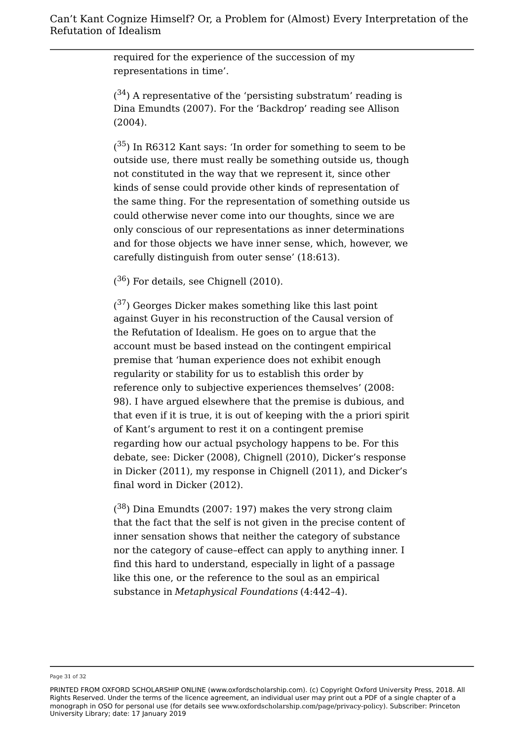required for the experience of the succession of my representations in time'.

([34]) A representative of the 'persisting substratum' reading is Dina Emundts (2007). For the 'Backdrop' reading see Allison (2004).

([35]) In R6312 Kant says: 'In order for something to seem to be outside use, there must really be something outside us, though not constituted in the way that we represent it, since other kinds of sense could provide other kinds of representation of the same thing. For the representation of something outside us could otherwise never come into our thoughts, since we are only conscious of our representations as inner determinations and for those objects we have inner sense, which, however, we carefully distinguish from outer sense' (18:613).

([36]) For details, see Chignell (2010).

([37]) Georges Dicker makes something like this last point against Guyer in his reconstruction of the Causal version of the Refutation of Idealism. He goes on to argue that the account must be based instead on the contingent empirical premise that 'human experience does not exhibit enough regularity or stability for us to establish this order by reference only to subjective experiences themselves' (2008: 98). I have argued elsewhere that the premise is dubious, and that even if it is true, it is out of keeping with the a priori spirit of Kant's argument to rest it on a contingent premise regarding how our actual psychology happens to be. For this debate, see: Dicker (2008), Chignell (2010), Dicker's response in Dicker (2011), my response in Chignell (2011), and Dicker's final word in Dicker (2012).

([38]) Dina Emundts (2007: 197) makes the very strong claim that the fact that the self is not given in the precise content of inner sensation shows that neither the category of substance nor the category of cause–effect can apply to anything inner. I find this hard to understand, especially in light of a passage like this one, or the reference to the soul as an empirical substance in *Metaphysical Foundations* (4:442–4).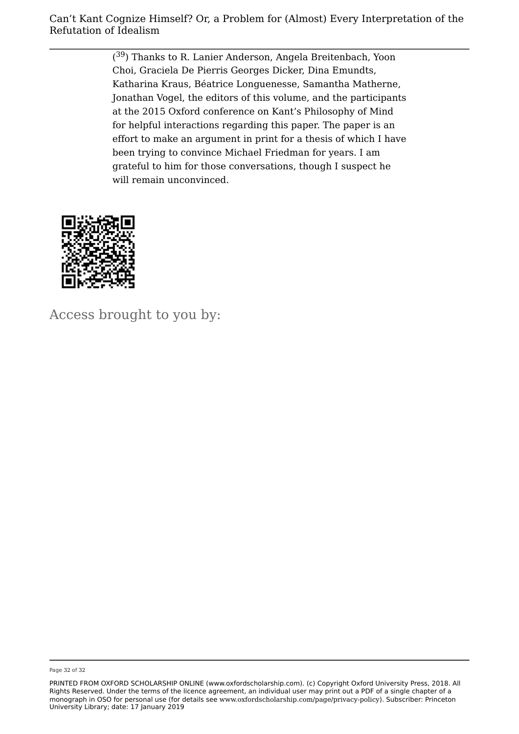(39) Thanks to R. Lanier Anderson, Angela Breitenbach, Yoon Choi, Graciela De Pierris Georges Dicker, Dina Emundts, Katharina Kraus, Béatrice Longuenesse, Samantha Matherne, Jonathan Vogel, the editors of this volume, and the participants at the 2015 Oxford conference on Kant's Philosophy of Mind for helpful interactions regarding this paper. The paper is an effort to make an argument in print for a thesis of which I have been trying to convince Michael Friedman for years. I am grateful to him for those conversations, though I suspect he will remain unconvinced.

Access brought to you by: